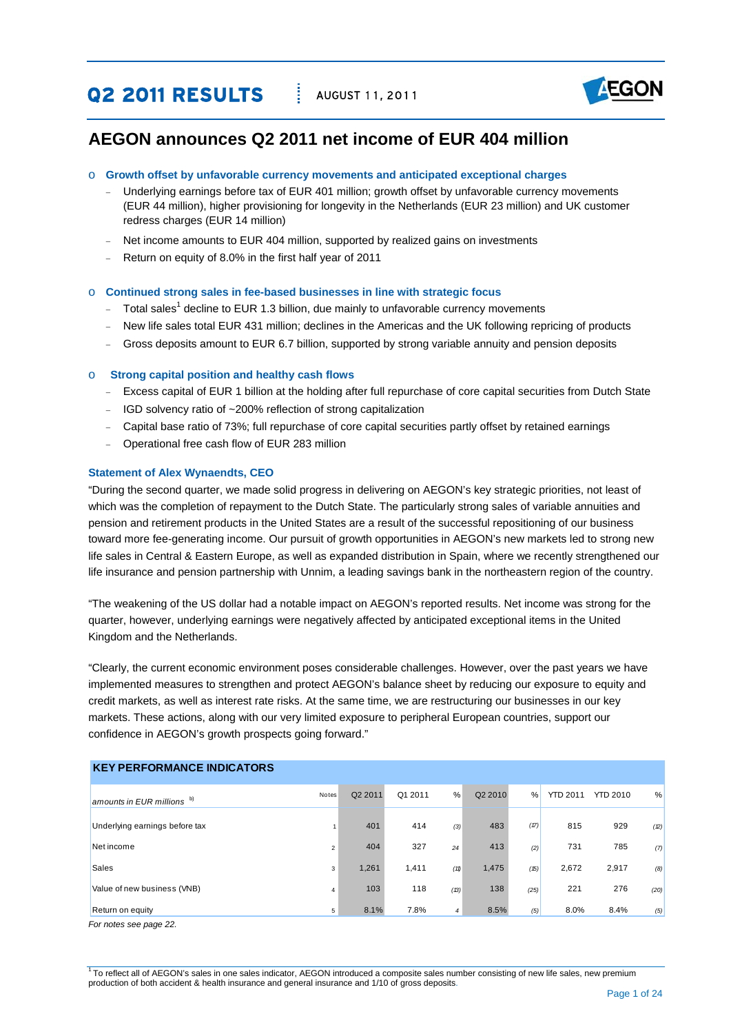# Q2 2011 RESULTS

AUGUST 11, 2011

## AEGON announces Q2 2011 net income of EUR 404 million

- **Growth offset by unfavorable currency movements and anticipated exceptional charges**
  - Underlying earnings before tax of EUR 401 million; growth offset by unfavorable currency movements (EUR 44 million), higher provisioning for longevity in the Netherlands (EUR 23 million) and UK customer redress charges (EUR 14 million)
  - Net income amounts to EUR 404 million, supported by realized gains on investments
  - Return on equity of 8.0% in the first half year of 2011
- **Continued strong sales in fee-based businesses in line with strategic focus**
  - Total sales[1] decline to EUR 1.3 billion, due mainly to unfavorable currency movements
  - New life sales total EUR 431 million; declines in the Americas and the UK following repricing of products
  - Gross deposits amount to EUR 6.7 billion, supported by strong variable annuity and pension deposits
- **Strong capital position and healthy cash flows**
  - Excess capital of EUR 1 billion at the holding after full repurchase of core capital securities from Dutch State
  - IGD solvency ratio of ~200% reflection of strong capitalization
  - Capital base ratio of 73%; full repurchase of core capital securities partly offset by retained earnings
  - Operational free cash flow of EUR 283 million

### Statement of Alex Wynaendts, CEO

"During the second quarter, we made solid progress in delivering on AEGON's key strategic priorities, not least of which was the completion of repayment to the Dutch State. The particularly strong sales of variable annuities and pension and retirement products in the United States are a result of the successful repositioning of our business toward more fee-generating income. Our pursuit of growth opportunities in AEGON's new markets led to strong new life sales in Central & Eastern Europe, as well as expanded distribution in Spain, where we recently strengthened our life insurance and pension partnership with Unnim, a leading savings bank in the northeastern region of the country.

"The weakening of the US dollar had a notable impact on AEGON's reported results. Net income was strong for the quarter, however, underlying earnings were negatively affected by anticipated exceptional items in the United Kingdom and the Netherlands.

"Clearly, the current economic environment poses considerable challenges. However, over the past years we have implemented measures to strengthen and protect AEGON's balance sheet by reducing our exposure to equity and credit markets, as well as interest rate risks. At the same time, we are restructuring our businesses in our key markets. These actions, along with our very limited exposure to peripheral European countries, support our confidence in AEGON's growth prospects going forward."

**KEY PERFORMANCE INDICATORS**

| *amounts in EUR millions* [b)] | Notes | Q2 2011 | Q1 2011 | % | Q2 2010 | % | YTD 2011 | YTD 2010 | % |
|---|---|---|---|---|---|---|---|---|---|
| Underlying earnings before tax | 1 | 401 | 414 | (3) | 483 | (17) | 815 | 929 | (12) |
| Net income | 2 | 404 | 327 | 24 | 413 | (2) | 731 | 785 | (7) |
| Sales | 3 | 1,261 | 1,411 | (11) | 1,475 | (15) | 2,672 | 2,917 | (8) |
| Value of new business (VNB) | 4 | 103 | 118 | (13) | 138 | (25) | 221 | 276 | (20) |
| Return on equity | 5 | 8.1% | 7.8% | 4 | 8.5% | (5) | 8.0% | 8.4% | (5) |

*For notes see page 22.*

[1] To reflect all of AEGON's sales in one sales indicator, AEGON introduced a composite sales number consisting of new life sales, new premium production of both accident & health insurance and general insurance and 1/10 of gross deposits.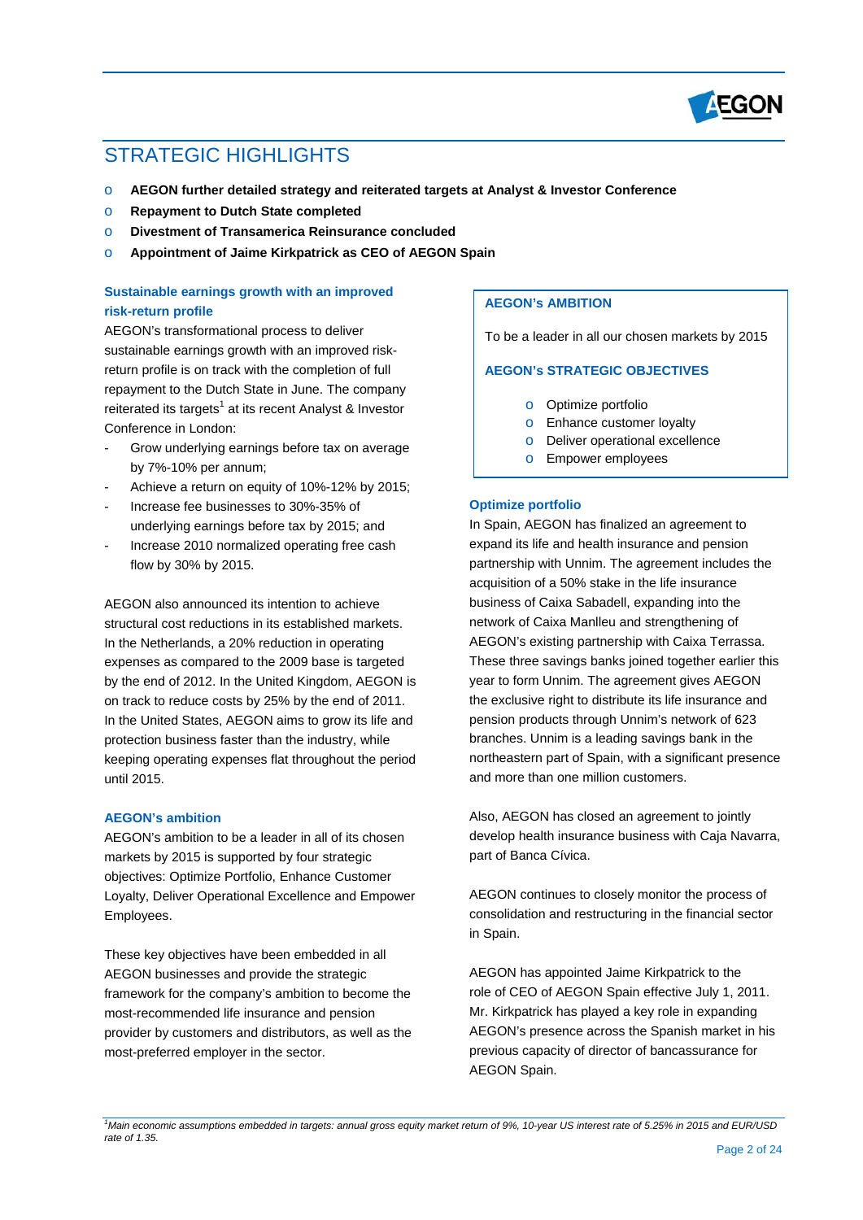# STRATEGIC HIGHLIGHTS

- **AEGON further detailed strategy and reiterated targets at Analyst & Investor Conference**
- **Repayment to Dutch State completed**
- **Divestment of Transamerica Reinsurance concluded**
- **Appointment of Jaime Kirkpatrick as CEO of AEGON Spain**

### Sustainable earnings growth with an improved risk-return profile

AEGON's transformational process to deliver sustainable earnings growth with an improved risk-return profile is on track with the completion of full repayment to the Dutch State in June. The company reiterated its targets[1] at its recent Analyst & Investor Conference in London:

- Grow underlying earnings before tax on average by 7%-10% per annum;
- Achieve a return on equity of 10%-12% by 2015;
- Increase fee businesses to 30%-35% of underlying earnings before tax by 2015; and
- Increase 2010 normalized operating free cash flow by 30% by 2015.

AEGON also announced its intention to achieve structural cost reductions in its established markets. In the Netherlands, a 20% reduction in operating expenses as compared to the 2009 base is targeted by the end of 2012. In the United Kingdom, AEGON is on track to reduce costs by 25% by the end of 2011. In the United States, AEGON aims to grow its life and protection business faster than the industry, while keeping operating expenses flat throughout the period until 2015.

### AEGON's ambition

AEGON's ambition to be a leader in all of its chosen markets by 2015 is supported by four strategic objectives: Optimize Portfolio, Enhance Customer Loyalty, Deliver Operational Excellence and Empower Employees.

These key objectives have been embedded in all AEGON businesses and provide the strategic framework for the company's ambition to become the most-recommended life insurance and pension provider by customers and distributors, as well as the most-preferred employer in the sector.

> **AEGON's AMBITION**
>
> To be a leader in all our chosen markets by 2015
>
> **AEGON's STRATEGIC OBJECTIVES**
>
> - Optimize portfolio
> - Enhance customer loyalty
> - Deliver operational excellence
> - Empower employees

### Optimize portfolio

In Spain, AEGON has finalized an agreement to expand its life and health insurance and pension partnership with Unnim. The agreement includes the acquisition of a 50% stake in the life insurance business of Caixa Sabadell, expanding into the network of Caixa Manlleu and strengthening of AEGON's existing partnership with Caixa Terrassa. These three savings banks joined together earlier this year to form Unnim. The agreement gives AEGON the exclusive right to distribute its life insurance and pension products through Unnim's network of 623 branches. Unnim is a leading savings bank in the northeastern part of Spain, with a significant presence and more than one million customers.

Also, AEGON has closed an agreement to jointly develop health insurance business with Caja Navarra, part of Banca Cívica.

AEGON continues to closely monitor the process of consolidation and restructuring in the financial sector in Spain.

AEGON has appointed Jaime Kirkpatrick to the role of CEO of AEGON Spain effective July 1, 2011. Mr. Kirkpatrick has played a key role in expanding AEGON's presence across the Spanish market in his previous capacity of director of bancassurance for AEGON Spain.

*[1] Main economic assumptions embedded in targets: annual gross equity market return of 9%, 10-year US interest rate of 5.25% in 2015 and EUR/USD rate of 1.35.*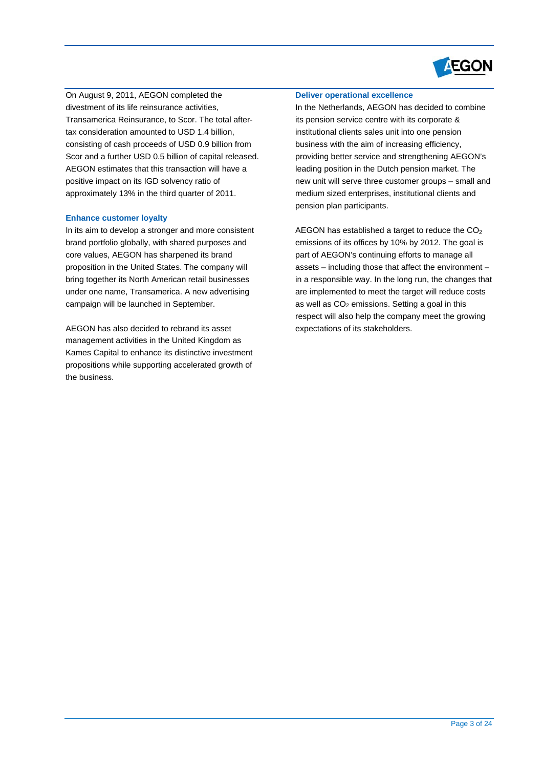On August 9, 2011, AEGON completed the divestment of its life reinsurance activities, Transamerica Reinsurance, to Scor. The total after-tax consideration amounted to USD 1.4 billion, consisting of cash proceeds of USD 0.9 billion from Scor and a further USD 0.5 billion of capital released. AEGON estimates that this transaction will have a positive impact on its IGD solvency ratio of approximately 13% in the third quarter of 2011.

### Enhance customer loyalty

In its aim to develop a stronger and more consistent brand portfolio globally, with shared purposes and core values, AEGON has sharpened its brand proposition in the United States. The company will bring together its North American retail businesses under one name, Transamerica. A new advertising campaign will be launched in September.

AEGON has also decided to rebrand its asset management activities in the United Kingdom as Kames Capital to enhance its distinctive investment propositions while supporting accelerated growth of the business.

### Deliver operational excellence

In the Netherlands, AEGON has decided to combine its pension service centre with its corporate & institutional clients sales unit into one pension business with the aim of increasing efficiency, providing better service and strengthening AEGON's leading position in the Dutch pension market. The new unit will serve three customer groups – small and medium sized enterprises, institutional clients and pension plan participants.

AEGON has established a target to reduce the $CO_2$ emissions of its offices by 10% by 2012. The goal is part of AEGON's continuing efforts to manage all assets – including those that affect the environment – in a responsible way. In the long run, the changes that are implemented to meet the target will reduce costs as well as $CO_2$ emissions. Setting a goal in this respect will also help the company meet the growing expectations of its stakeholders.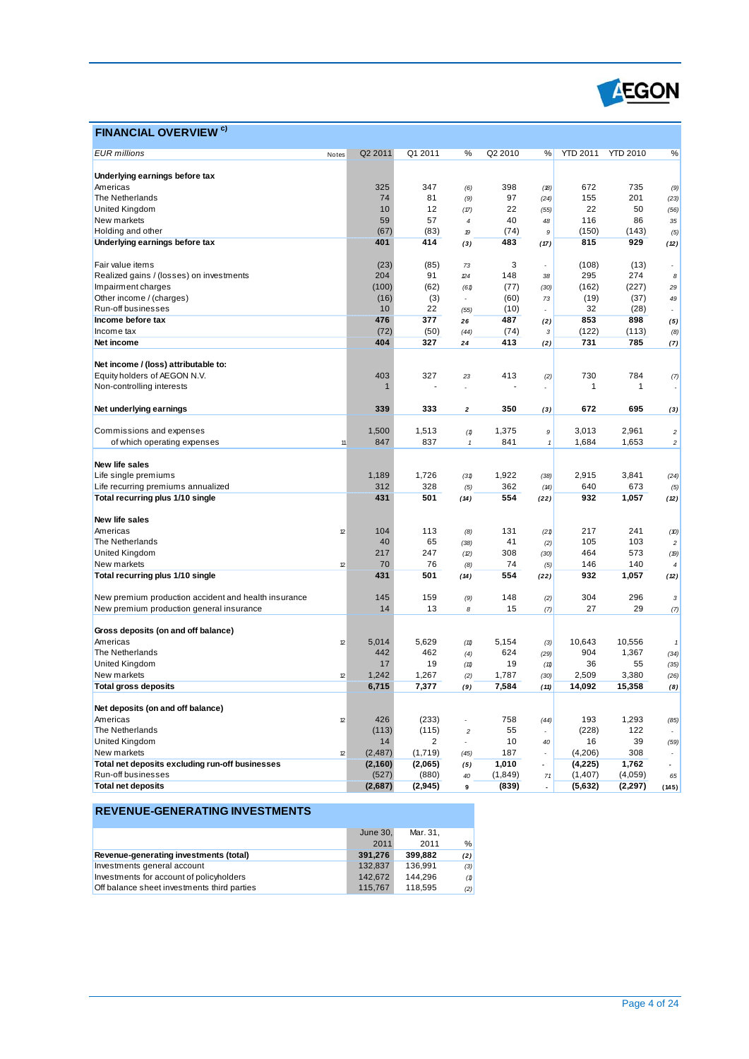## FINANCIAL OVERVIEW [c)]

| *EUR millions* | Notes | Q2 2011 | Q1 2011 | % | Q2 2010 | % | YTD 2011 | YTD 2010 | % |
|---|---|---|---|---|---|---|---|---|---|
| **Underlying earnings before tax** | | | | | | | | | |
| Americas | | 325 | 347 | (6) | 398 | (18) | 672 | 735 | (9) |
| The Netherlands | | 74 | 81 | (9) | 97 | (24) | 155 | 201 | (23) |
| United Kingdom | | 10 | 12 | (17) | 22 | (55) | 22 | 50 | (56) |
| New markets | | 59 | 57 | 4 | 40 | 48 | 116 | 86 | 35 |
| Holding and other | | (67) | (83) | 19 | (74) | 9 | (150) | (143) | (5) |
| **Underlying earnings before tax** | | **401** | **414** | **(3)** | **483** | **(17)** | **815** | **929** | **(12)** |
| | | | | | | | | | |
| Fair value items | | (23) | (85) | 73 | 3 | - | (108) | (13) | - |
| Realized gains / (losses) on investments | | 204 | 91 | 124 | 148 | 38 | 295 | 274 | 8 |
| Impairment charges | | (100) | (62) | (61) | (77) | (30) | (162) | (227) | 29 |
| Other income / (charges) | | (16) | (3) | - | (60) | 73 | (19) | (37) | 49 |
| Run-off businesses | | 10 | 22 | (55) | (10) | - | 32 | (28) | - |
| **Income before tax** | | **476** | **377** | **26** | **487** | **(2)** | **853** | **898** | **(5)** |
| Income tax | | (72) | (50) | (44) | (74) | 3 | (122) | (113) | (8) |
| **Net income** | | **404** | **327** | **24** | **413** | **(2)** | **731** | **785** | **(7)** |
| | | | | | | | | | |
| **Net income / (loss) attributable to:** | | | | | | | | | |
| Equity holders of AEGON N.V. | | 403 | 327 | 23 | 413 | (2) | 730 | 784 | (7) |
| Non-controlling interests | | 1 | - | - | - | - | 1 | 1 | - |
| | | | | | | | | | |
| **Net underlying earnings** | | **339** | **333** | **2** | **350** | **(3)** | **672** | **695** | **(3)** |
| | | | | | | | | | |
| Commissions and expenses | | 1,500 | 1,513 | (1) | 1,375 | 9 | 3,013 | 2,961 | 2 |
| of which operating expenses | 11 | 847 | 837 | 1 | 841 | 1 | 1,684 | 1,653 | 2 |
| | | | | | | | | | |
| **New life sales** | | | | | | | | | |
| Life single premiums | | 1,189 | 1,726 | (31) | 1,922 | (38) | 2,915 | 3,841 | (24) |
| Life recurring premiums annualized | | 312 | 328 | (5) | 362 | (14) | 640 | 673 | (5) |
| **Total recurring plus 1/10 single** | | **431** | **501** | **(14)** | **554** | **(22)** | **932** | **1,057** | **(12)** |
| | | | | | | | | | |
| **New life sales** | | | | | | | | | |
| Americas | 12 | 104 | 113 | (8) | 131 | (21) | 217 | 241 | (10) |
| The Netherlands | | 40 | 65 | (38) | 41 | (2) | 105 | 103 | 2 |
| United Kingdom | | 217 | 247 | (12) | 308 | (30) | 464 | 573 | (19) |
| New markets | 12 | 70 | 76 | (8) | 74 | (5) | 146 | 140 | 4 |
| **Total recurring plus 1/10 single** | | **431** | **501** | **(14)** | **554** | **(22)** | **932** | **1,057** | **(12)** |
| | | | | | | | | | |
| New premium production accident and health insurance | | 145 | 159 | (9) | 148 | (2) | 304 | 296 | 3 |
| New premium production general insurance | | 14 | 13 | 8 | 15 | (7) | 27 | 29 | (7) |
| | | | | | | | | | |
| **Gross deposits (on and off balance)** | | | | | | | | | |
| Americas | 12 | 5,014 | 5,629 | (11) | 5,154 | (3) | 10,643 | 10,556 | 1 |
| The Netherlands | | 442 | 462 | (4) | 624 | (29) | 904 | 1,367 | (34) |
| United Kingdom | | 17 | 19 | (11) | 19 | (11) | 36 | 55 | (35) |
| New markets | 12 | 1,242 | 1,267 | (2) | 1,787 | (30) | 2,509 | 3,380 | (26) |
| **Total gross deposits** | | **6,715** | **7,377** | **(9)** | **7,584** | **(11)** | **14,092** | **15,358** | **(8)** |
| | | | | | | | | | |
| **Net deposits (on and off balance)** | | | | | | | | | |
| Americas | 12 | 426 | (233) | - | 758 | (44) | 193 | 1,293 | (85) |
| The Netherlands | | (113) | (115) | 2 | 55 | - | (228) | 122 | - |
| United Kingdom | | 14 | 2 | - | 10 | 40 | 16 | 39 | (59) |
| New markets | 12 | (2,487) | (1,719) | (45) | 187 | - | (4,206) | 308 | - |
| **Total net deposits excluding run-off businesses** | | **(2,160)** | **(2,065)** | **(5)** | **1,010** | **-** | **(4,225)** | **1,762** | **-** |
| Run-off businesses | | (527) | (880) | 40 | (1,849) | 71 | (1,407) | (4,059) | 65 |
| **Total net deposits** | | **(2,687)** | **(2,945)** | **9** | **(839)** | **-** | **(5,632)** | **(2,297)** | **(145)** |

## REVENUE-GENERATING INVESTMENTS

| | June 30, 2011 | Mar. 31, 2011 | % |
|---|---|---|---|
| **Revenue-generating investments (total)** | **391,276** | **399,882** | **(2)** |
| Investments general account | 132,837 | 136,991 | (3) |
| Investments for account of policyholders | 142,672 | 144,296 | (1) |
| Off balance sheet investments third parties | 115,767 | 118,595 | (2) |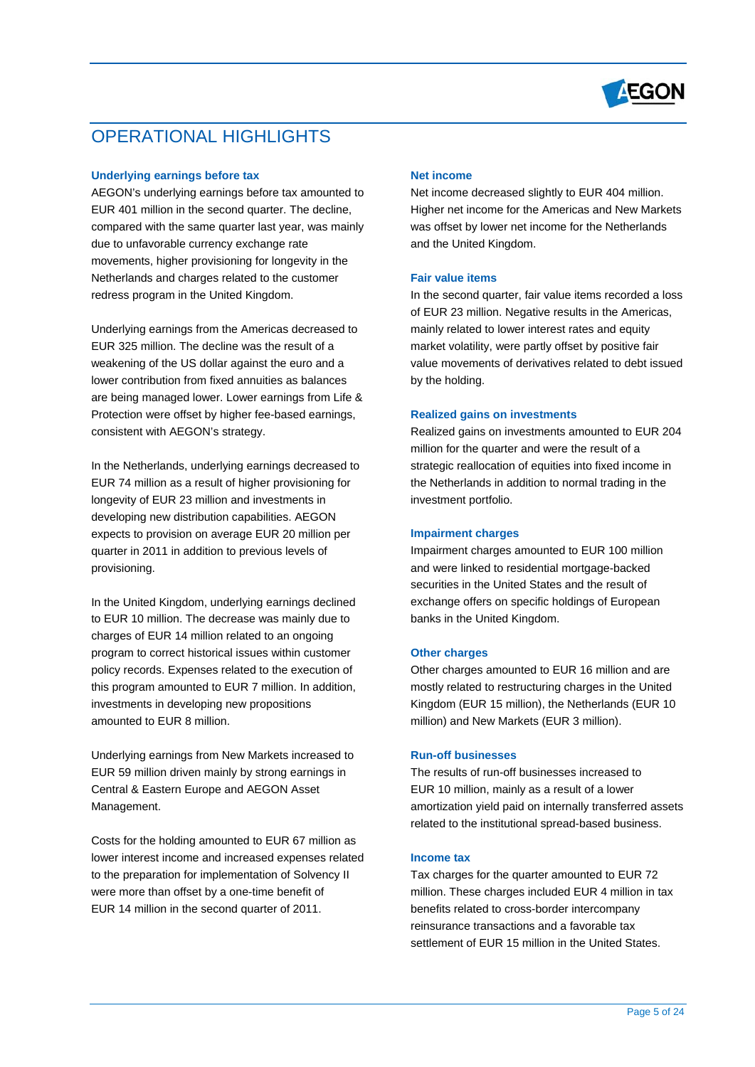# OPERATIONAL HIGHLIGHTS

### Underlying earnings before tax

AEGON's underlying earnings before tax amounted to EUR 401 million in the second quarter. The decline, compared with the same quarter last year, was mainly due to unfavorable currency exchange rate movements, higher provisioning for longevity in the Netherlands and charges related to the customer redress program in the United Kingdom.

Underlying earnings from the Americas decreased to EUR 325 million. The decline was the result of a weakening of the US dollar against the euro and a lower contribution from fixed annuities as balances are being managed lower. Lower earnings from Life & Protection were offset by higher fee-based earnings, consistent with AEGON's strategy.

In the Netherlands, underlying earnings decreased to EUR 74 million as a result of higher provisioning for longevity of EUR 23 million and investments in developing new distribution capabilities. AEGON expects to provision on average EUR 20 million per quarter in 2011 in addition to previous levels of provisioning.

In the United Kingdom, underlying earnings declined to EUR 10 million. The decrease was mainly due to charges of EUR 14 million related to an ongoing program to correct historical issues within customer policy records. Expenses related to the execution of this program amounted to EUR 7 million. In addition, investments in developing new propositions amounted to EUR 8 million.

Underlying earnings from New Markets increased to EUR 59 million driven mainly by strong earnings in Central & Eastern Europe and AEGON Asset Management.

Costs for the holding amounted to EUR 67 million as lower interest income and increased expenses related to the preparation for implementation of Solvency II were more than offset by a one-time benefit of EUR 14 million in the second quarter of 2011.

### Net income

Net income decreased slightly to EUR 404 million. Higher net income for the Americas and New Markets was offset by lower net income for the Netherlands and the United Kingdom.

### Fair value items

In the second quarter, fair value items recorded a loss of EUR 23 million. Negative results in the Americas, mainly related to lower interest rates and equity market volatility, were partly offset by positive fair value movements of derivatives related to debt issued by the holding.

### Realized gains on investments

Realized gains on investments amounted to EUR 204 million for the quarter and were the result of a strategic reallocation of equities into fixed income in the Netherlands in addition to normal trading in the investment portfolio.

### Impairment charges

Impairment charges amounted to EUR 100 million and were linked to residential mortgage-backed securities in the United States and the result of exchange offers on specific holdings of European banks in the United Kingdom.

### Other charges

Other charges amounted to EUR 16 million and are mostly related to restructuring charges in the United Kingdom (EUR 15 million), the Netherlands (EUR 10 million) and New Markets (EUR 3 million).

### Run-off businesses

The results of run-off businesses increased to EUR 10 million, mainly as a result of a lower amortization yield paid on internally transferred assets related to the institutional spread-based business.

### Income tax

Tax charges for the quarter amounted to EUR 72 million. These charges included EUR 4 million in tax benefits related to cross-border intercompany reinsurance transactions and a favorable tax settlement of EUR 15 million in the United States.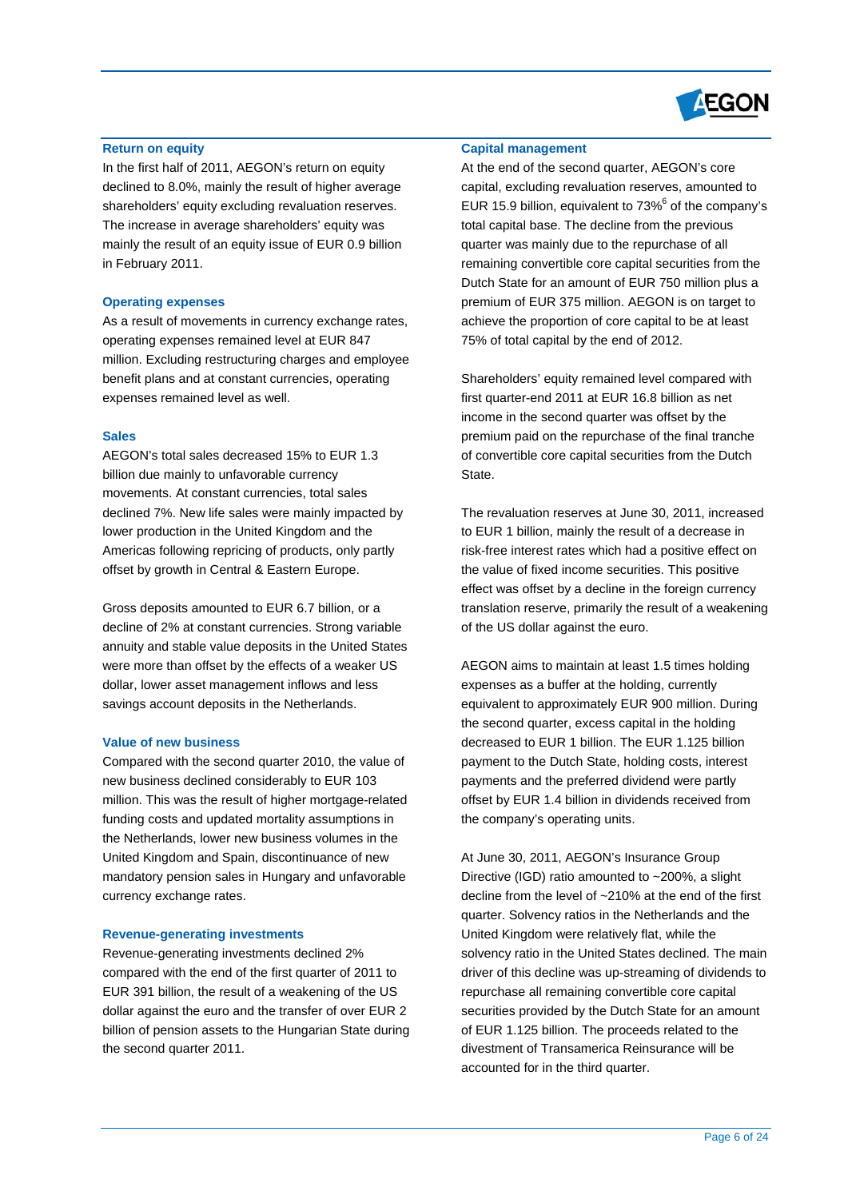## Return on equity

In the first half of 2011, AEGON's return on equity declined to 8.0%, mainly the result of higher average shareholders' equity excluding revaluation reserves. The increase in average shareholders' equity was mainly the result of an equity issue of EUR 0.9 billion in February 2011.

## Operating expenses

As a result of movements in currency exchange rates, operating expenses remained level at EUR 847 million. Excluding restructuring charges and employee benefit plans and at constant currencies, operating expenses remained level as well.

## Sales

AEGON's total sales decreased 15% to EUR 1.3 billion due mainly to unfavorable currency movements. At constant currencies, total sales declined 7%. New life sales were mainly impacted by lower production in the United Kingdom and the Americas following repricing of products, only partly offset by growth in Central & Eastern Europe.

Gross deposits amounted to EUR 6.7 billion, or a decline of 2% at constant currencies. Strong variable annuity and stable value deposits in the United States were more than offset by the effects of a weaker US dollar, lower asset management inflows and less savings account deposits in the Netherlands.

## Value of new business

Compared with the second quarter 2010, the value of new business declined considerably to EUR 103 million. This was the result of higher mortgage-related funding costs and updated mortality assumptions in the Netherlands, lower new business volumes in the United Kingdom and Spain, discontinuance of new mandatory pension sales in Hungary and unfavorable currency exchange rates.

## Revenue-generating investments

Revenue-generating investments declined 2% compared with the end of the first quarter of 2011 to EUR 391 billion, the result of a weakening of the US dollar against the euro and the transfer of over EUR 2 billion of pension assets to the Hungarian State during the second quarter 2011.

## Capital management

At the end of the second quarter, AEGON's core capital, excluding revaluation reserves, amounted to EUR 15.9 billion, equivalent to 73%[6] of the company's total capital base. The decline from the previous quarter was mainly due to the repurchase of all remaining convertible core capital securities from the Dutch State for an amount of EUR 750 million plus a premium of EUR 375 million. AEGON is on target to achieve the proportion of core capital to be at least 75% of total capital by the end of 2012.

Shareholders' equity remained level compared with first quarter-end 2011 at EUR 16.8 billion as net income in the second quarter was offset by the premium paid on the repurchase of the final tranche of convertible core capital securities from the Dutch State.

The revaluation reserves at June 30, 2011, increased to EUR 1 billion, mainly the result of a decrease in risk-free interest rates which had a positive effect on the value of fixed income securities. This positive effect was offset by a decline in the foreign currency translation reserve, primarily the result of a weakening of the US dollar against the euro.

AEGON aims to maintain at least 1.5 times holding expenses as a buffer at the holding, currently equivalent to approximately EUR 900 million. During the second quarter, excess capital in the holding decreased to EUR 1 billion. The EUR 1.125 billion payment to the Dutch State, holding costs, interest payments and the preferred dividend were partly offset by EUR 1.4 billion in dividends received from the company's operating units.

At June 30, 2011, AEGON's Insurance Group Directive (IGD) ratio amounted to ~200%, a slight decline from the level of ~210% at the end of the first quarter. Solvency ratios in the Netherlands and the United Kingdom were relatively flat, while the solvency ratio in the United States declined. The main driver of this decline was up-streaming of dividends to repurchase all remaining convertible core capital securities provided by the Dutch State for an amount of EUR 1.125 billion. The proceeds related to the divestment of Transamerica Reinsurance will be accounted for in the third quarter.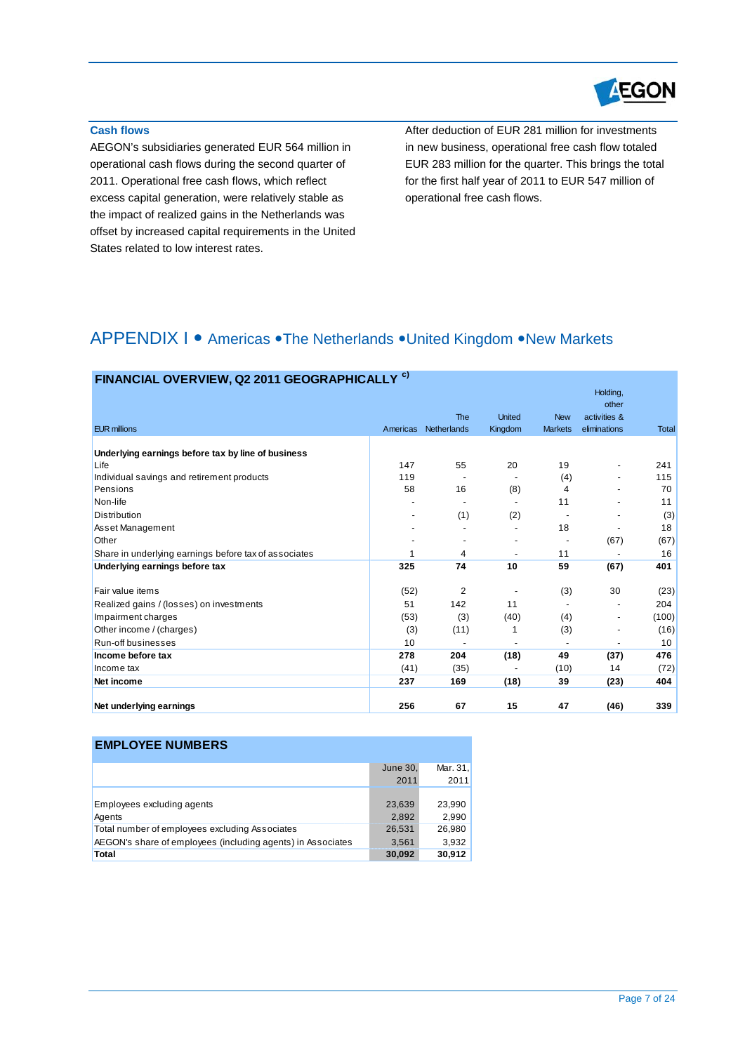### Cash flows

AEGON's subsidiaries generated EUR 564 million in operational cash flows during the second quarter of 2011. Operational free cash flows, which reflect excess capital generation, were relatively stable as the impact of realized gains in the Netherlands was offset by increased capital requirements in the United States related to low interest rates.

After deduction of EUR 281 million for investments in new business, operational free cash flow totaled EUR 283 million for the quarter. This brings the total for the first half year of 2011 to EUR 547 million of operational free cash flows.

## APPENDIX I • Americas •The Netherlands •United Kingdom •New Markets

**FINANCIAL OVERVIEW, Q2 2011 GEOGRAPHICALLY [c)]**

| EUR millions | Americas | The Netherlands | United Kingdom | New Markets | Holding, other activities & eliminations | Total |
|---|---|---|---|---|---|---|
| **Underlying earnings before tax by line of business** | | | | | | |
| Life | 147 | 55 | 20 | 19 | - | 241 |
| Individual savings and retirement products | 119 | - | - | (4) | - | 115 |
| Pensions | 58 | 16 | (8) | 4 | - | 70 |
| Non-life | - | - | - | 11 | - | 11 |
| Distribution | - | (1) | (2) | - | - | (3) |
| Asset Management | - | - | - | 18 | - | 18 |
| Other | - | - | - | - | (67) | (67) |
| Share in underlying earnings before tax of associates | 1 | 4 | - | 11 | - | 16 |
| **Underlying earnings before tax** | **325** | **74** | **10** | **59** | **(67)** | **401** |
| | | | | | | |
| Fair value items | (52) | 2 | - | (3) | 30 | (23) |
| Realized gains / (losses) on investments | 51 | 142 | 11 | - | - | 204 |
| Impairment charges | (53) | (3) | (40) | (4) | - | (100) |
| Other income / (charges) | (3) | (11) | 1 | (3) | - | (16) |
| Run-off businesses | 10 | - | - | - | - | 10 |
| **Income before tax** | **278** | **204** | **(18)** | **49** | **(37)** | **476** |
| Income tax | (41) | (35) | - | (10) | 14 | (72) |
| **Net income** | **237** | **169** | **(18)** | **39** | **(23)** | **404** |
| | | | | | | |
| **Net underlying earnings** | **256** | **67** | **15** | **47** | **(46)** | **339** |

**EMPLOYEE NUMBERS**

| | June 30, 2011 | Mar. 31, 2011 |
|---|---|---|
| Employees excluding agents | 23,639 | 23,990 |
| Agents | 2,892 | 2,990 |
| Total number of employees excluding Associates | 26,531 | 26,980 |
| AEGON's share of employees (including agents) in Associates | 3,561 | 3,932 |
| **Total** | **30,092** | **30,912** |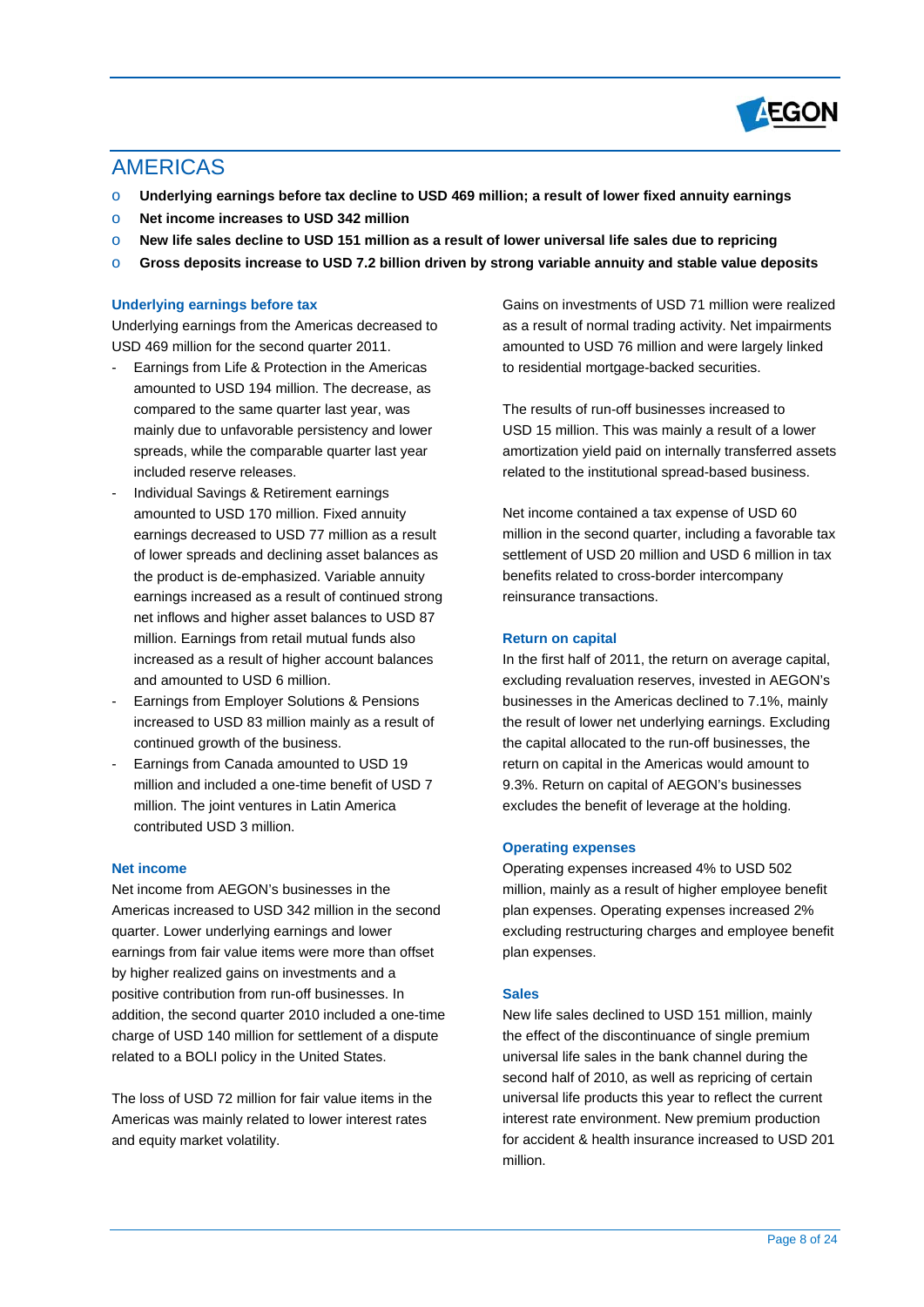# AMERICAS

- **Underlying earnings before tax decline to USD 469 million; a result of lower fixed annuity earnings**
- **Net income increases to USD 342 million**
- **New life sales decline to USD 151 million as a result of lower universal life sales due to repricing**
- **Gross deposits increase to USD 7.2 billion driven by strong variable annuity and stable value deposits**

### Underlying earnings before tax

Underlying earnings from the Americas decreased to USD 469 million for the second quarter 2011.

- Earnings from Life & Protection in the Americas amounted to USD 194 million. The decrease, as compared to the same quarter last year, was mainly due to unfavorable persistency and lower spreads, while the comparable quarter last year included reserve releases.
- Individual Savings & Retirement earnings amounted to USD 170 million. Fixed annuity earnings decreased to USD 77 million as a result of lower spreads and declining asset balances as the product is de-emphasized. Variable annuity earnings increased as a result of continued strong net inflows and higher asset balances to USD 87 million. Earnings from retail mutual funds also increased as a result of higher account balances and amounted to USD 6 million.
- Earnings from Employer Solutions & Pensions increased to USD 83 million mainly as a result of continued growth of the business.
- Earnings from Canada amounted to USD 19 million and included a one-time benefit of USD 7 million. The joint ventures in Latin America contributed USD 3 million.

### Net income

Net income from AEGON's businesses in the Americas increased to USD 342 million in the second quarter. Lower underlying earnings and lower earnings from fair value items were more than offset by higher realized gains on investments and a positive contribution from run-off businesses. In addition, the second quarter 2010 included a one-time charge of USD 140 million for settlement of a dispute related to a BOLI policy in the United States.

The loss of USD 72 million for fair value items in the Americas was mainly related to lower interest rates and equity market volatility.

Gains on investments of USD 71 million were realized as a result of normal trading activity. Net impairments amounted to USD 76 million and were largely linked to residential mortgage-backed securities.

The results of run-off businesses increased to USD 15 million. This was mainly a result of a lower amortization yield paid on internally transferred assets related to the institutional spread-based business.

Net income contained a tax expense of USD 60 million in the second quarter, including a favorable tax settlement of USD 20 million and USD 6 million in tax benefits related to cross-border intercompany reinsurance transactions.

### Return on capital

In the first half of 2011, the return on average capital, excluding revaluation reserves, invested in AEGON's businesses in the Americas declined to 7.1%, mainly the result of lower net underlying earnings. Excluding the capital allocated to the run-off businesses, the return on capital in the Americas would amount to 9.3%. Return on capital of AEGON's businesses excludes the benefit of leverage at the holding.

### Operating expenses

Operating expenses increased 4% to USD 502 million, mainly as a result of higher employee benefit plan expenses. Operating expenses increased 2% excluding restructuring charges and employee benefit plan expenses.

### Sales

New life sales declined to USD 151 million, mainly the effect of the discontinuance of single premium universal life sales in the bank channel during the second half of 2010, as well as repricing of certain universal life products this year to reflect the current interest rate environment. New premium production for accident & health insurance increased to USD 201 million.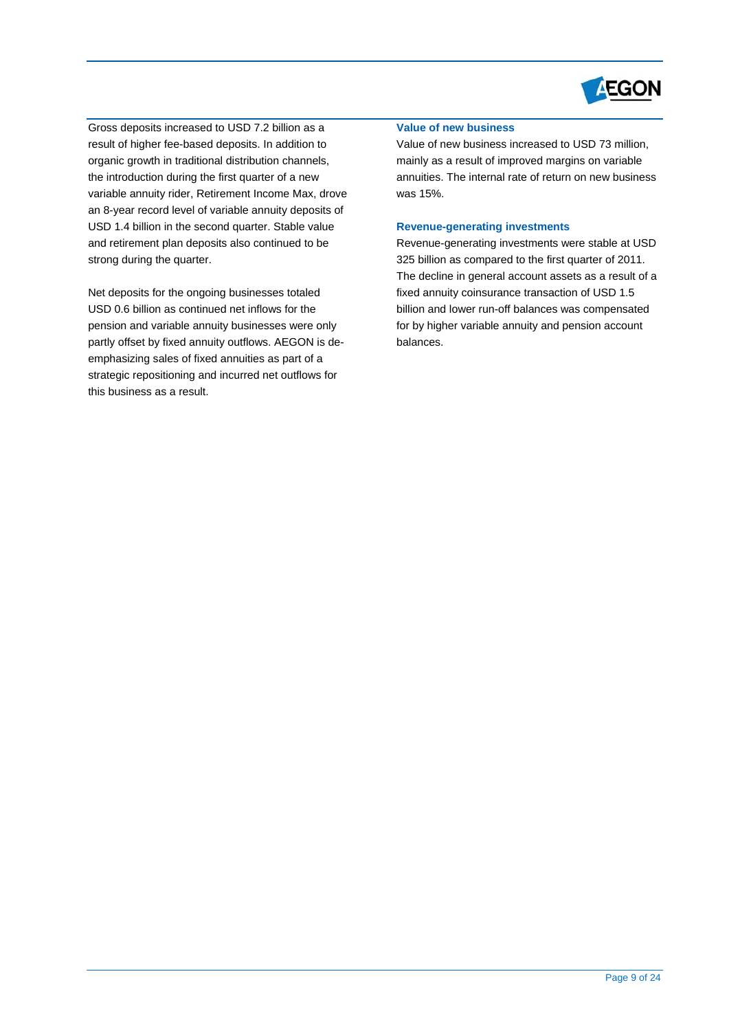Gross deposits increased to USD 7.2 billion as a result of higher fee-based deposits. In addition to organic growth in traditional distribution channels, the introduction during the first quarter of a new variable annuity rider, Retirement Income Max, drove an 8-year record level of variable annuity deposits of USD 1.4 billion in the second quarter. Stable value and retirement plan deposits also continued to be strong during the quarter.

Net deposits for the ongoing businesses totaled USD 0.6 billion as continued net inflows for the pension and variable annuity businesses were only partly offset by fixed annuity outflows. AEGON is de-emphasizing sales of fixed annuities as part of a strategic repositioning and incurred net outflows for this business as a result.

### Value of new business

Value of new business increased to USD 73 million, mainly as a result of improved margins on variable annuities. The internal rate of return on new business was 15%.

### Revenue-generating investments

Revenue-generating investments were stable at USD 325 billion as compared to the first quarter of 2011. The decline in general account assets as a result of a fixed annuity coinsurance transaction of USD 1.5 billion and lower run-off balances was compensated for by higher variable annuity and pension account balances.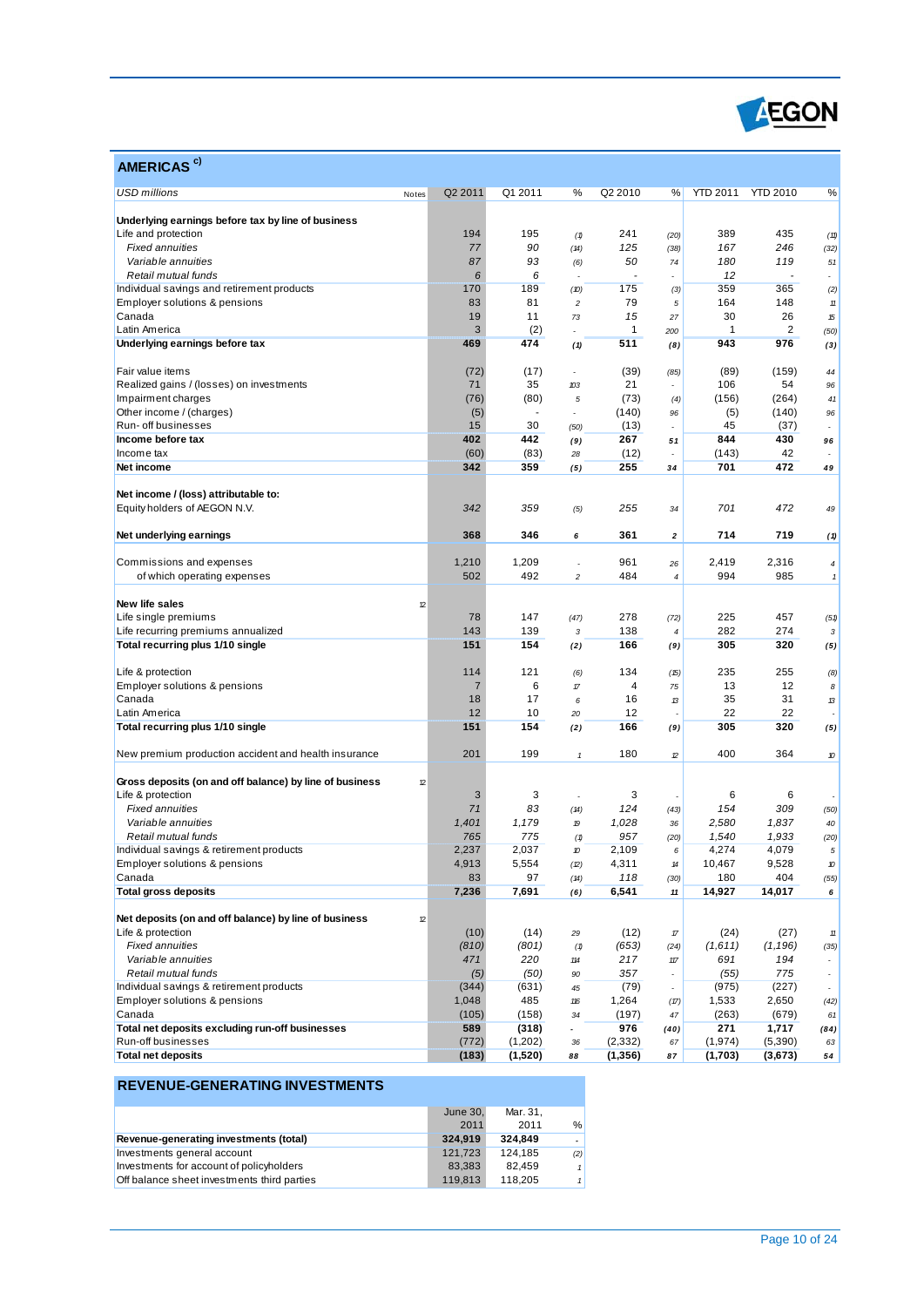## AMERICAS [c)]

| USD millions | Notes | Q2 2011 | Q1 2011 | % | Q2 2010 | % | YTD 2011 | YTD 2010 | % |
|---|---|---|---|---|---|---|---|---|---|
| **Underlying earnings before tax by line of business** | | | | | | | | | |
| Life and protection | | 194 | 195 | (1) | 241 | (20) | 389 | 435 | (11) |
| *Fixed annuities* | | *77* | *90* | (14) | *125* | (38) | *167* | *246* | (32) |
| *Variable annuities* | | *87* | *93* | (6) | *50* | 74 | *180* | *119* | 51 |
| *Retail mutual funds* | | *6* | *6* | - | *-* | - | *12* | *-* | - |
| Individual savings and retirement products | | 170 | 189 | (10) | 175 | (3) | 359 | 365 | (2) |
| Employer solutions & pensions | | 83 | 81 | 2 | 79 | 5 | 164 | 148 | 11 |
| Canada | | 19 | 11 | 73 | 15 | 27 | 30 | 26 | 15 |
| Latin America | | 3 | (2) | - | 1 | 200 | 1 | 2 | (50) |
| **Underlying earnings before tax** | | **469** | **474** | **(1)** | **511** | **(8)** | **943** | **976** | **(3)** |
| | | | | | | | | | |
| Fair value items | | (72) | (17) | - | (39) | (85) | (89) | (159) | 44 |
| Realized gains / (losses) on investments | | 71 | 35 | 103 | 21 | - | 106 | 54 | 96 |
| Impairment charges | | (76) | (80) | 5 | (73) | (4) | (156) | (264) | 41 |
| Other income / (charges) | | (5) | - | - | (140) | 96 | (5) | (140) | 96 |
| Run-off businesses | | 15 | 30 | (50) | (13) | - | 45 | (37) | - |
| **Income before tax** | | **402** | **442** | **(9)** | **267** | **51** | **844** | **430** | **96** |
| Income tax | | (60) | (83) | 28 | (12) | - | (143) | 42 | - |
| **Net income** | | **342** | **359** | **(5)** | **255** | **34** | **701** | **472** | **49** |
| | | | | | | | | | |
| **Net income / (loss) attributable to:** | | | | | | | | | |
| Equity holders of AEGON N.V. | | *342* | *359* | *(5)* | *255* | *34* | *701* | *472* | *49* |
| | | | | | | | | | |
| **Net underlying earnings** | | **368** | **346** | **6** | **361** | **2** | **714** | **719** | **(1)** |
| | | | | | | | | | |
| Commissions and expenses | | 1,210 | 1,209 | - | 961 | 26 | 2,419 | 2,316 | 4 |
| of which operating expenses | | 502 | 492 | 2 | 484 | 4 | 994 | 985 | 1 |
| | | | | | | | | | |
| **New life sales** | 12 | | | | | | | | |
| Life single premiums | | 78 | 147 | (47) | 278 | (72) | 225 | 457 | (51) |
| Life recurring premiums annualized | | 143 | 139 | 3 | 138 | 4 | 282 | 274 | 3 |
| **Total recurring plus 1/10 single** | | **151** | **154** | **(2)** | **166** | **(9)** | **305** | **320** | **(5)** |
| | | | | | | | | | |
| Life & protection | | 114 | 121 | (6) | 134 | (15) | 235 | 255 | (8) |
| Employer solutions & pensions | | 7 | 6 | 17 | 4 | 75 | 13 | 12 | 8 |
| Canada | | 18 | 17 | 6 | 16 | 13 | 35 | 31 | 13 |
| Latin America | | 12 | 10 | 20 | 12 | - | 22 | 22 | - |
| **Total recurring plus 1/10 single** | | **151** | **154** | **(2)** | **166** | **(9)** | **305** | **320** | **(5)** |
| | | | | | | | | | |
| New premium production accident and health insurance | | 201 | 199 | 1 | 180 | 12 | 400 | 364 | 10 |
| | | | | | | | | | |
| **Gross deposits (on and off balance) by line of business** | 12 | | | | | | | | |
| Life & protection | | 3 | 3 | - | 3 | - | 6 | 6 | - |
| *Fixed annuities* | | *71* | *83* | (14) | *124* | (43) | *154* | *309* | (50) |
| *Variable annuities* | | *1,401* | *1,179* | 19 | *1,028* | 36 | *2,580* | *1,837* | 40 |
| *Retail mutual funds* | | *765* | *775* | (1) | *957* | (20) | *1,540* | *1,933* | (20) |
| Individual savings & retirement products | | 2,237 | 2,037 | 10 | 2,109 | 6 | 4,274 | 4,079 | 5 |
| Employer solutions & pensions | | 4,913 | 5,554 | (12) | 4,311 | 14 | 10,467 | 9,528 | 10 |
| Canada | | 83 | 97 | (14) | 118 | (30) | 180 | 404 | (55) |
| **Total gross deposits** | | **7,236** | **7,691** | **(6)** | **6,541** | **11** | **14,927** | **14,017** | **6** |
| | | | | | | | | | |
| **Net deposits (on and off balance) by line of business** | 12 | | | | | | | | |
| Life & protection | | (10) | (14) | 29 | (12) | 17 | (24) | (27) | 11 |
| *Fixed annuities* | | *(810)* | *(801)* | (1) | *(653)* | (24) | *(1,611)* | *(1,196)* | (35) |
| *Variable annuities* | | *471* | *220* | 114 | *217* | 117 | *691* | *194* | - |
| *Retail mutual funds* | | *(5)* | *(50)* | 90 | *357* | - | *(55)* | *775* | - |
| Individual savings & retirement products | | (344) | (631) | 45 | (79) | - | (975) | (227) | - |
| Employer solutions & pensions | | 1,048 | 485 | 116 | 1,264 | (17) | 1,533 | 2,650 | (42) |
| Canada | | (105) | (158) | 34 | (197) | 47 | (263) | (679) | 61 |
| **Total net deposits excluding run-off businesses** | | **589** | **(318)** | **-** | **976** | **(40)** | **271** | **1,717** | **(84)** |
| Run-off businesses | | (772) | (1,202) | 36 | (2,332) | 67 | (1,974) | (5,390) | 63 |
| **Total net deposits** | | **(183)** | **(1,520)** | **88** | **(1,356)** | **87** | **(1,703)** | **(3,673)** | **54** |

## REVENUE-GENERATING INVESTMENTS

| | June 30, 2011 | Mar. 31, 2011 | % |
|---|---|---|---|
| **Revenue-generating investments (total)** | **324,919** | **324,849** | - |
| Investments general account | 121,723 | 124,185 | (2) |
| Investments for account of policyholders | 83,383 | 82,459 | 1 |
| Off balance sheet investments third parties | 119,813 | 118,205 | 1 |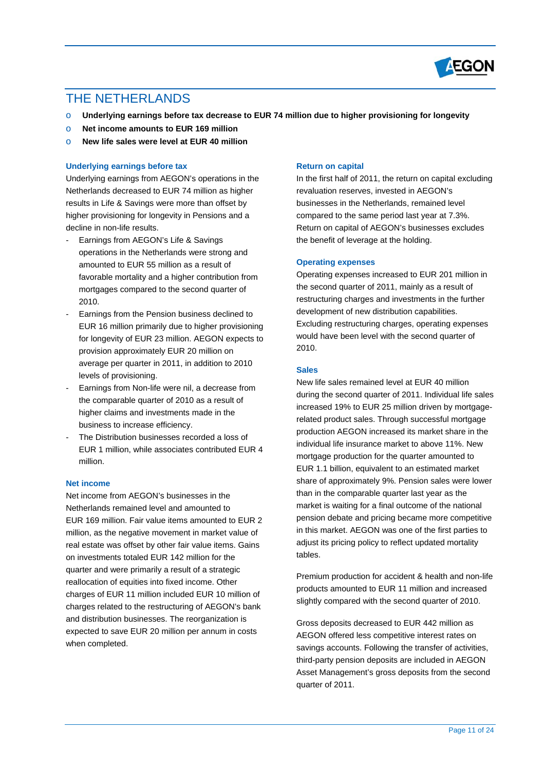# THE NETHERLANDS

- **Underlying earnings before tax decrease to EUR 74 million due to higher provisioning for longevity**
- **Net income amounts to EUR 169 million**
- **New life sales were level at EUR 40 million**

### Underlying earnings before tax

Underlying earnings from AEGON's operations in the Netherlands decreased to EUR 74 million as higher results in Life & Savings were more than offset by higher provisioning for longevity in Pensions and a decline in non-life results.

- Earnings from AEGON's Life & Savings operations in the Netherlands were strong and amounted to EUR 55 million as a result of favorable mortality and a higher contribution from mortgages compared to the second quarter of 2010.
- Earnings from the Pension business declined to EUR 16 million primarily due to higher provisioning for longevity of EUR 23 million. AEGON expects to provision approximately EUR 20 million on average per quarter in 2011, in addition to 2010 levels of provisioning.
- Earnings from Non-life were nil, a decrease from the comparable quarter of 2010 as a result of higher claims and investments made in the business to increase efficiency.
- The Distribution businesses recorded a loss of EUR 1 million, while associates contributed EUR 4 million.

### Net income

Net income from AEGON's businesses in the Netherlands remained level and amounted to EUR 169 million. Fair value items amounted to EUR 2 million, as the negative movement in market value of real estate was offset by other fair value items. Gains on investments totaled EUR 142 million for the quarter and were primarily a result of a strategic reallocation of equities into fixed income. Other charges of EUR 11 million included EUR 10 million of charges related to the restructuring of AEGON's bank and distribution businesses. The reorganization is expected to save EUR 20 million per annum in costs when completed.

### Return on capital

In the first half of 2011, the return on capital excluding revaluation reserves, invested in AEGON's businesses in the Netherlands, remained level compared to the same period last year at 7.3%. Return on capital of AEGON's businesses excludes the benefit of leverage at the holding.

### Operating expenses

Operating expenses increased to EUR 201 million in the second quarter of 2011, mainly as a result of restructuring charges and investments in the further development of new distribution capabilities. Excluding restructuring charges, operating expenses would have been level with the second quarter of 2010.

### Sales

New life sales remained level at EUR 40 million during the second quarter of 2011. Individual life sales increased 19% to EUR 25 million driven by mortgage-related product sales. Through successful mortgage production AEGON increased its market share in the individual life insurance market to above 11%. New mortgage production for the quarter amounted to EUR 1.1 billion, equivalent to an estimated market share of approximately 9%. Pension sales were lower than in the comparable quarter last year as the market is waiting for a final outcome of the national pension debate and pricing became more competitive in this market. AEGON was one of the first parties to adjust its pricing policy to reflect updated mortality tables.

Premium production for accident & health and non-life products amounted to EUR 11 million and increased slightly compared with the second quarter of 2010.

Gross deposits decreased to EUR 442 million as AEGON offered less competitive interest rates on savings accounts. Following the transfer of activities, third-party pension deposits are included in AEGON Asset Management's gross deposits from the second quarter of 2011.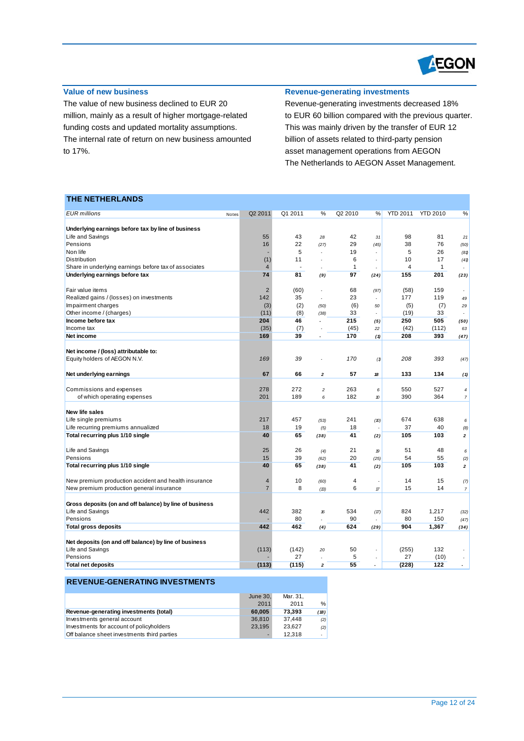## Value of new business

The value of new business declined to EUR 20 million, mainly as a result of higher mortgage-related funding costs and updated mortality assumptions. The internal rate of return on new business amounted to 17%.

## Revenue-generating investments

Revenue-generating investments decreased 18% to EUR 60 billion compared with the previous quarter. This was mainly driven by the transfer of EUR 12 billion of assets related to third-party pension asset management operations from AEGON The Netherlands to AEGON Asset Management.

## THE NETHERLANDS

| *EUR millions* | Notes | Q2 2011 | Q1 2011 | % | Q2 2010 | % | YTD 2011 | YTD 2010 | % |
|---|---|---|---|---|---|---|---|---|---|
| **Underlying earnings before tax by line of business** | | | | | | | | | |
| Life and Savings | | 55 | 43 | 28 | 42 | 31 | 98 | 81 | 21 |
| Pensions | | 16 | 22 | (27) | 29 | (45) | 38 | 76 | (50) |
| Non life | | - | 5 | - | 19 | - | 5 | 26 | (81) |
| Distribution | | (1) | 11 | - | 6 | - | 10 | 17 | (41) |
| Share in underlying earnings before tax of associates | | 4 | - | - | 1 | - | 4 | 1 | - |
| **Underlying earnings before tax** | | **74** | **81** | **(9)** | **97** | **(24)** | **155** | **201** | **(23)** |
| | | | | | | | | | |
| Fair value items | | 2 | (60) | - | 68 | (97) | (58) | 159 | - |
| Realized gains / (losses) on investments | | 142 | 35 | - | 23 | - | 177 | 119 | 49 |
| Impairment charges | | (3) | (2) | (50) | (6) | 50 | (5) | (7) | 29 |
| Other income / (charges) | | (11) | (8) | (38) | 33 | - | (19) | 33 | - |
| **Income before tax** | | **204** | **46** | **-** | **215** | **(5)** | **250** | **505** | **(50)** |
| Income tax | | (35) | (7) | - | (45) | 22 | (42) | (112) | 63 |
| **Net income** | | **169** | **39** | **-** | **170** | **(1)** | **208** | **393** | **(47)** |
| | | | | | | | | | |
| **Net income / (loss) attributable to:** | | | | | | | | | |
| Equity holders of AEGON N.V. | | *169* | *39* | - | *170* | *(1)* | *208* | *393* | *(47)* |
| | | | | | | | | | |
| **Net underlying earnings** | | **67** | **66** | **2** | **57** | **18** | **133** | **134** | **(1)** |
| | | | | | | | | | |
| Commissions and expenses | | 278 | 272 | 2 | 263 | 6 | 550 | 527 | 4 |
| of which operating expenses | | 201 | 189 | 6 | 182 | 10 | 390 | 364 | 7 |
| | | | | | | | | | |
| **New life sales** | | | | | | | | | |
| Life single premiums | | 217 | 457 | (53) | 241 | (10) | 674 | 638 | 6 |
| Life recurring premiums annualized | | 18 | 19 | (5) | 18 | - | 37 | 40 | (8) |
| **Total recurring plus 1/10 single** | | **40** | **65** | **(38)** | **41** | **(2)** | **105** | **103** | **2** |
| | | | | | | | | | |
| Life and Savings | | 25 | 26 | (4) | 21 | 19 | 51 | 48 | 6 |
| Pensions | | 15 | 39 | (62) | 20 | (25) | 54 | 55 | (2) |
| **Total recurring plus 1/10 single** | | **40** | **65** | **(38)** | **41** | **(2)** | **105** | **103** | **2** |
| | | | | | | | | | |
| New premium production accident and health insurance | | 4 | 10 | (60) | 4 | - | 14 | 15 | (7) |
| New premium production general insurance | | 7 | 8 | (13) | 6 | 17 | 15 | 14 | 7 |
| | | | | | | | | | |
| **Gross deposits (on and off balance) by line of business** | | | | | | | | | |
| Life and Savings | | 442 | 382 | 16 | 534 | (17) | 824 | 1,217 | (32) |
| Pensions | | - | 80 | - | 90 | - | 80 | 150 | (47) |
| **Total gross deposits** | | **442** | **462** | **(4)** | **624** | **(29)** | **904** | **1,367** | **(34)** |
| | | | | | | | | | |
| **Net deposits (on and off balance) by line of business** | | | | | | | | | |
| Life and Savings | | (113) | (142) | 20 | 50 | - | (255) | 132 | - |
| Pensions | | - | 27 | - | 5 | - | 27 | (10) | - |
| **Total net deposits** | | **(113)** | **(115)** | **2** | **55** | **-** | **(228)** | **122** | **-** |

## REVENUE-GENERATING INVESTMENTS

| | June 30, 2011 | Mar. 31, 2011 | % |
|---|---|---|---|
| **Revenue-generating investments (total)** | **60,005** | **73,393** | **(18)** |
| Investments general account | 36,810 | 37,448 | (2) |
| Investments for account of policyholders | 23,195 | 23,627 | (2) |
| Off balance sheet investments third parties | - | 12,318 | - |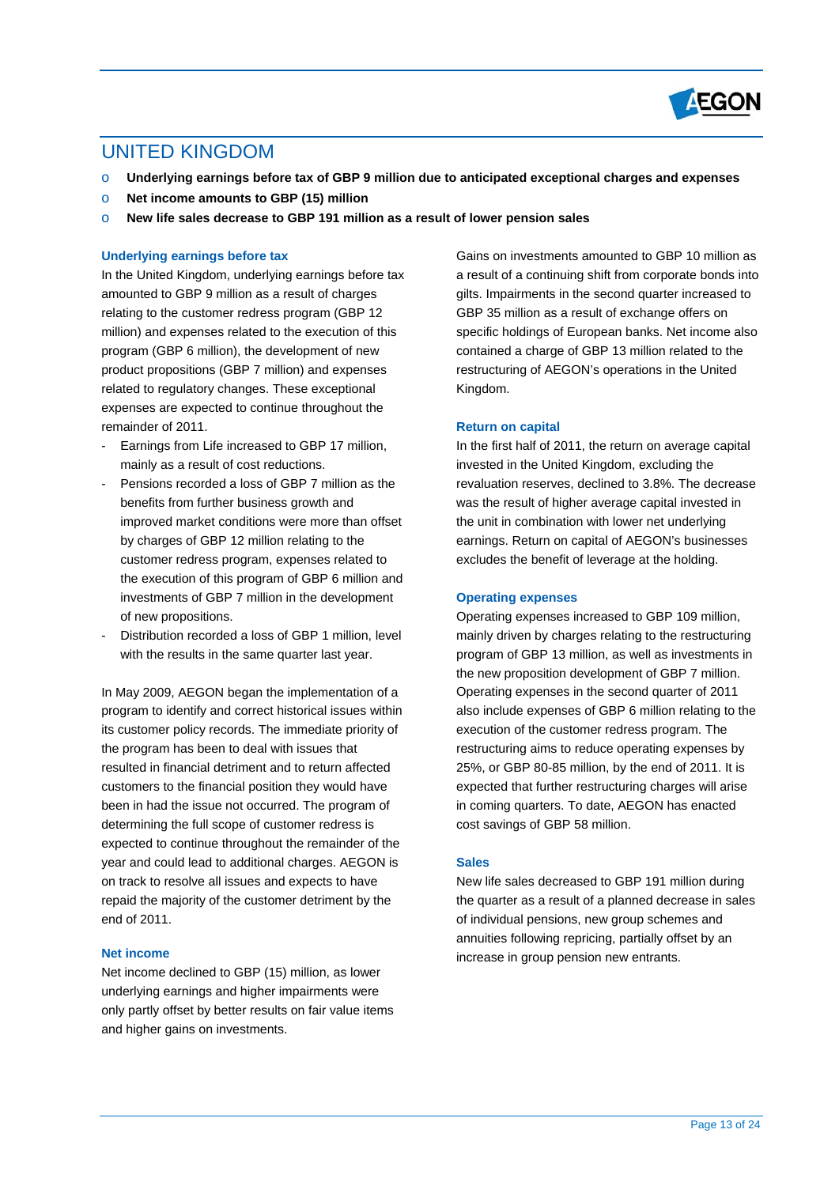# UNITED KINGDOM

- **Underlying earnings before tax of GBP 9 million due to anticipated exceptional charges and expenses**
- **Net income amounts to GBP (15) million**
- **New life sales decrease to GBP 191 million as a result of lower pension sales**

### Underlying earnings before tax

In the United Kingdom, underlying earnings before tax amounted to GBP 9 million as a result of charges relating to the customer redress program (GBP 12 million) and expenses related to the execution of this program (GBP 6 million), the development of new product propositions (GBP 7 million) and expenses related to regulatory changes. These exceptional expenses are expected to continue throughout the remainder of 2011.

- Earnings from Life increased to GBP 17 million, mainly as a result of cost reductions.
- Pensions recorded a loss of GBP 7 million as the benefits from further business growth and improved market conditions were more than offset by charges of GBP 12 million relating to the customer redress program, expenses related to the execution of this program of GBP 6 million and investments of GBP 7 million in the development of new propositions.
- Distribution recorded a loss of GBP 1 million, level with the results in the same quarter last year.

In May 2009, AEGON began the implementation of a program to identify and correct historical issues within its customer policy records. The immediate priority of the program has been to deal with issues that resulted in financial detriment and to return affected customers to the financial position they would have been in had the issue not occurred. The program of determining the full scope of customer redress is expected to continue throughout the remainder of the year and could lead to additional charges. AEGON is on track to resolve all issues and expects to have repaid the majority of the customer detriment by the end of 2011.

### Net income

Net income declined to GBP (15) million, as lower underlying earnings and higher impairments were only partly offset by better results on fair value items and higher gains on investments.

Gains on investments amounted to GBP 10 million as a result of a continuing shift from corporate bonds into gilts. Impairments in the second quarter increased to GBP 35 million as a result of exchange offers on specific holdings of European banks. Net income also contained a charge of GBP 13 million related to the restructuring of AEGON's operations in the United Kingdom.

### Return on capital

In the first half of 2011, the return on average capital invested in the United Kingdom, excluding the revaluation reserves, declined to 3.8%. The decrease was the result of higher average capital invested in the unit in combination with lower net underlying earnings. Return on capital of AEGON's businesses excludes the benefit of leverage at the holding.

### Operating expenses

Operating expenses increased to GBP 109 million, mainly driven by charges relating to the restructuring program of GBP 13 million, as well as investments in the new proposition development of GBP 7 million. Operating expenses in the second quarter of 2011 also include expenses of GBP 6 million relating to the execution of the customer redress program. The restructuring aims to reduce operating expenses by 25%, or GBP 80-85 million, by the end of 2011. It is expected that further restructuring charges will arise in coming quarters. To date, AEGON has enacted cost savings of GBP 58 million.

### Sales

New life sales decreased to GBP 191 million during the quarter as a result of a planned decrease in sales of individual pensions, new group schemes and annuities following repricing, partially offset by an increase in group pension new entrants.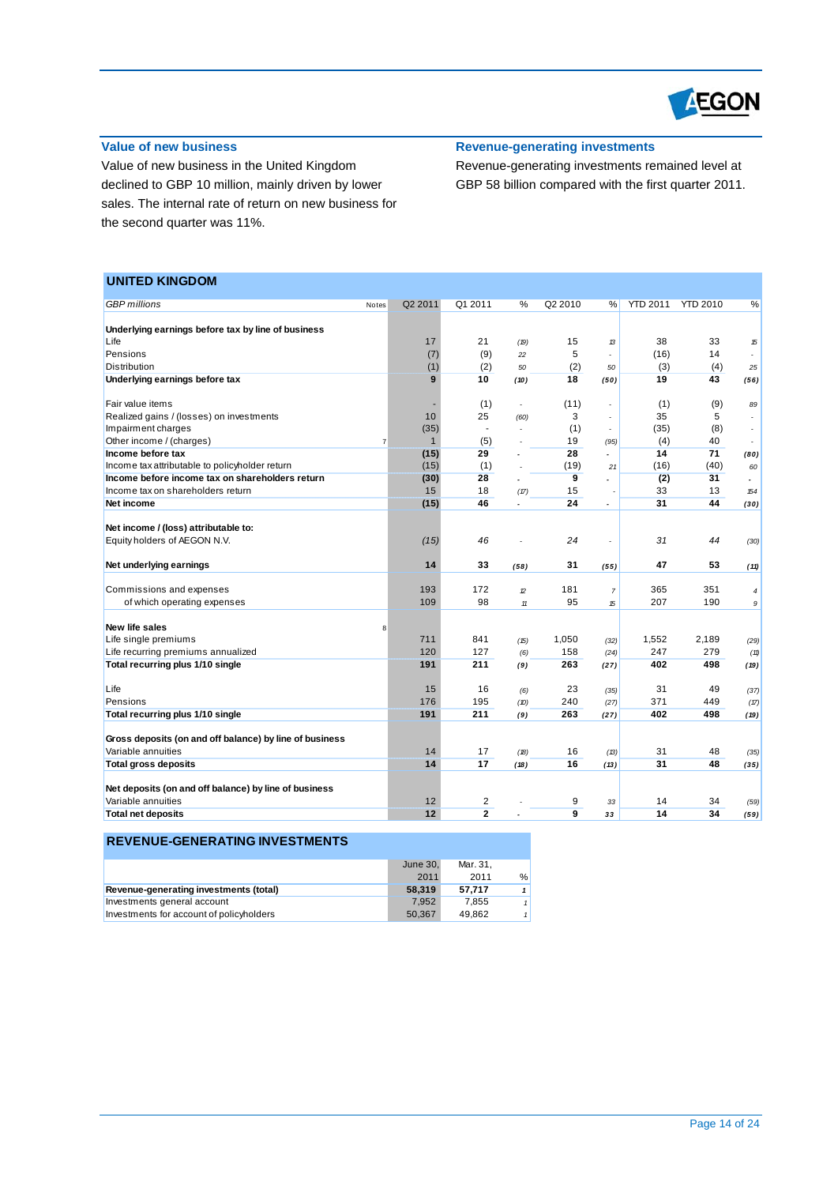## Value of new business

Value of new business in the United Kingdom declined to GBP 10 million, mainly driven by lower sales. The internal rate of return on new business for the second quarter was 11%.

## Revenue-generating investments

Revenue-generating investments remained level at GBP 58 billion compared with the first quarter 2011.

## UNITED KINGDOM

| *GBP millions* | Notes | Q2 2011 | Q1 2011 | % | Q2 2010 | % | YTD 2011 | YTD 2010 | % |
|---|---|---|---|---|---|---|---|---|---|
| **Underlying earnings before tax by line of business** | | | | | | | | | |
| Life | | 17 | 21 | *(19)* | 15 | *13* | 38 | 33 | *15* |
| Pensions | | (7) | (9) | *22* | 5 | - | (16) | 14 | - |
| Distribution | | (1) | (2) | *50* | (2) | *50* | (3) | (4) | *25* |
| **Underlying earnings before tax** | | **9** | **10** | ***(10)*** | **18** | ***(50)*** | **19** | **43** | ***(56)*** |
| | | | | | | | | | |
| Fair value items | | - | (1) | - | (11) | - | (1) | (9) | *89* |
| Realized gains / (losses) on investments | | 10 | 25 | *(60)* | 3 | - | 35 | 5 | - |
| Impairment charges | | (35) | - | - | (1) | - | (35) | (8) | - |
| Other income / (charges) | 7 | 1 | (5) | - | 19 | *(95)* | (4) | 40 | - |
| **Income before tax** | | **(15)** | **29** | - | **28** | - | **14** | **71** | ***(80)*** |
| Income tax attributable to policyholder return | | (15) | (1) | - | (19) | *21* | (16) | (40) | *60* |
| **Income before income tax on shareholders return** | | **(30)** | **28** | - | **9** | - | **(2)** | **31** | - |
| Income tax on shareholders return | | 15 | 18 | *(17)* | 15 | - | 33 | 13 | *154* |
| **Net income** | | **(15)** | **46** | - | **24** | - | **31** | **44** | ***(30)*** |
| | | | | | | | | | |
| **Net income / (loss) attributable to:** | | | | | | | | | |
| Equity holders of AEGON N.V. | | *(15)* | *46* | - | *24* | - | *31* | *44* | *(30)* |
| | | | | | | | | | |
| **Net underlying earnings** | | **14** | **33** | ***(58)*** | **31** | ***(55)*** | **47** | **53** | ***(11)*** |
| | | | | | | | | | |
| Commissions and expenses | | 193 | 172 | *12* | 181 | *7* | 365 | 351 | *4* |
| of which operating expenses | | 109 | 98 | *11* | 95 | *15* | 207 | 190 | *9* |
| | | | | | | | | | |
| **New life sales** | 8 | | | | | | | | |
| Life single premiums | | 711 | 841 | *(15)* | 1,050 | *(32)* | 1,552 | 2,189 | *(29)* |
| Life recurring premiums annualized | | 120 | 127 | *(6)* | 158 | *(24)* | 247 | 279 | *(11)* |
| **Total recurring plus 1/10 single** | | **191** | **211** | ***(9)*** | **263** | ***(27)*** | **402** | **498** | ***(19)*** |
| | | | | | | | | | |
| Life | | 15 | 16 | *(6)* | 23 | *(35)* | 31 | 49 | *(37)* |
| Pensions | | 176 | 195 | *(10)* | 240 | *(27)* | 371 | 449 | *(17)* |
| **Total recurring plus 1/10 single** | | **191** | **211** | ***(9)*** | **263** | ***(27)*** | **402** | **498** | ***(19)*** |
| | | | | | | | | | |
| **Gross deposits (on and off balance) by line of business** | | | | | | | | | |
| Variable annuities | | 14 | 17 | *(18)* | 16 | *(13)* | 31 | 48 | *(35)* |
| **Total gross deposits** | | **14** | **17** | ***(18)*** | **16** | ***(13)*** | **31** | **48** | ***(35)*** |
| | | | | | | | | | |
| **Net deposits (on and off balance) by line of business** | | | | | | | | | |
| Variable annuities | | 12 | 2 | - | 9 | *33* | 14 | 34 | *(59)* |
| **Total net deposits** | | **12** | **2** | - | **9** | ***33*** | **14** | **34** | ***(59)*** |

## REVENUE-GENERATING INVESTMENTS

| | June 30, 2011 | Mar. 31, 2011 | % |
|---|---|---|---|
| **Revenue-generating investments (total)** | **58,319** | **57,717** | ***1*** |
| Investments general account | 7,952 | 7,855 | *1* |
| Investments for account of policyholders | 50,367 | 49,862 | *1* |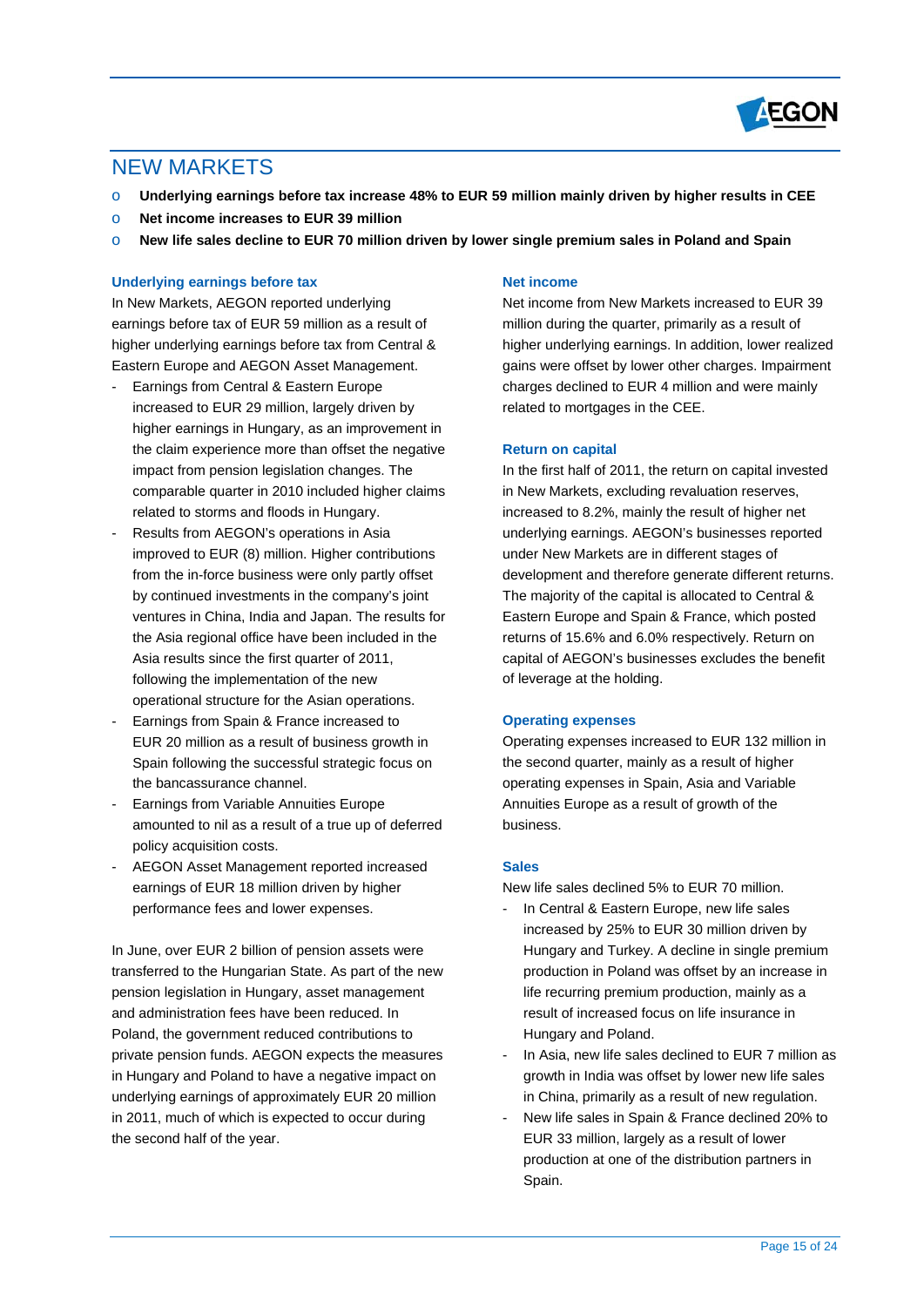# NEW MARKETS

- **Underlying earnings before tax increase 48% to EUR 59 million mainly driven by higher results in CEE**
- **Net income increases to EUR 39 million**
- **New life sales decline to EUR 70 million driven by lower single premium sales in Poland and Spain**

### Underlying earnings before tax

In New Markets, AEGON reported underlying earnings before tax of EUR 59 million as a result of higher underlying earnings before tax from Central & Eastern Europe and AEGON Asset Management.

- Earnings from Central & Eastern Europe increased to EUR 29 million, largely driven by higher earnings in Hungary, as an improvement in the claim experience more than offset the negative impact from pension legislation changes. The comparable quarter in 2010 included higher claims related to storms and floods in Hungary.
- Results from AEGON's operations in Asia improved to EUR (8) million. Higher contributions from the in-force business were only partly offset by continued investments in the company's joint ventures in China, India and Japan. The results for the Asia regional office have been included in the Asia results since the first quarter of 2011, following the implementation of the new operational structure for the Asian operations.
- Earnings from Spain & France increased to EUR 20 million as a result of business growth in Spain following the successful strategic focus on the bancassurance channel.
- Earnings from Variable Annuities Europe amounted to nil as a result of a true up of deferred policy acquisition costs.
- AEGON Asset Management reported increased earnings of EUR 18 million driven by higher performance fees and lower expenses.

In June, over EUR 2 billion of pension assets were transferred to the Hungarian State. As part of the new pension legislation in Hungary, asset management and administration fees have been reduced. In Poland, the government reduced contributions to private pension funds. AEGON expects the measures in Hungary and Poland to have a negative impact on underlying earnings of approximately EUR 20 million in 2011, much of which is expected to occur during the second half of the year.

### Net income

Net income from New Markets increased to EUR 39 million during the quarter, primarily as a result of higher underlying earnings. In addition, lower realized gains were offset by lower other charges. Impairment charges declined to EUR 4 million and were mainly related to mortgages in the CEE.

### Return on capital

In the first half of 2011, the return on capital invested in New Markets, excluding revaluation reserves, increased to 8.2%, mainly the result of higher net underlying earnings. AEGON's businesses reported under New Markets are in different stages of development and therefore generate different returns. The majority of the capital is allocated to Central & Eastern Europe and Spain & France, which posted returns of 15.6% and 6.0% respectively. Return on capital of AEGON's businesses excludes the benefit of leverage at the holding.

### Operating expenses

Operating expenses increased to EUR 132 million in the second quarter, mainly as a result of higher operating expenses in Spain, Asia and Variable Annuities Europe as a result of growth of the business.

### Sales

New life sales declined 5% to EUR 70 million.

- In Central & Eastern Europe, new life sales increased by 25% to EUR 30 million driven by Hungary and Turkey. A decline in single premium production in Poland was offset by an increase in life recurring premium production, mainly as a result of increased focus on life insurance in Hungary and Poland.
- In Asia, new life sales declined to EUR 7 million as growth in India was offset by lower new life sales in China, primarily as a result of new regulation.
- New life sales in Spain & France declined 20% to EUR 33 million, largely as a result of lower production at one of the distribution partners in Spain.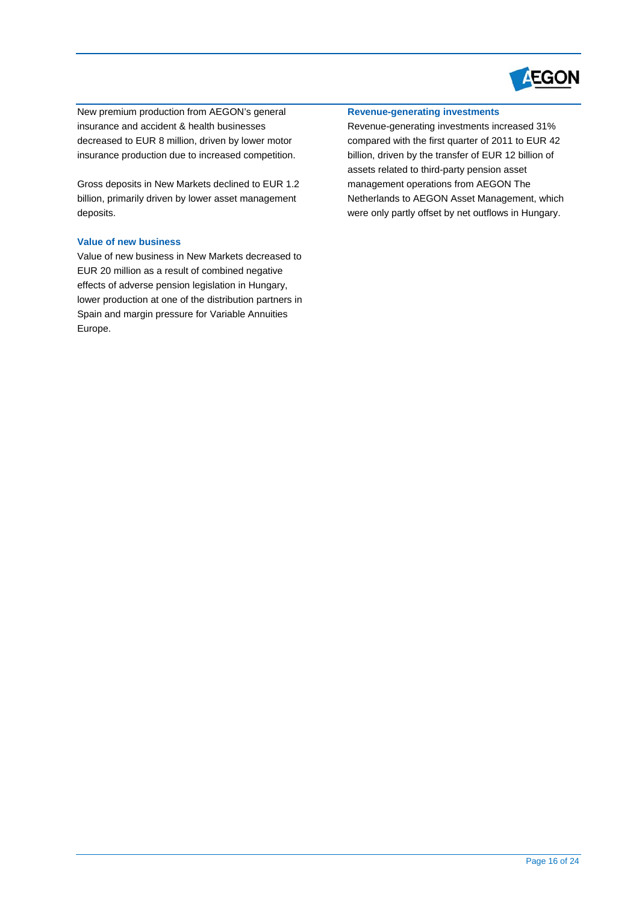New premium production from AEGON's general insurance and accident & health businesses decreased to EUR 8 million, driven by lower motor insurance production due to increased competition.

Gross deposits in New Markets declined to EUR 1.2 billion, primarily driven by lower asset management deposits.

### Value of new business

Value of new business in New Markets decreased to EUR 20 million as a result of combined negative effects of adverse pension legislation in Hungary, lower production at one of the distribution partners in Spain and margin pressure for Variable Annuities Europe.

### Revenue-generating investments

Revenue-generating investments increased 31% compared with the first quarter of 2011 to EUR 42 billion, driven by the transfer of EUR 12 billion of assets related to third-party pension asset management operations from AEGON The Netherlands to AEGON Asset Management, which were only partly offset by net outflows in Hungary.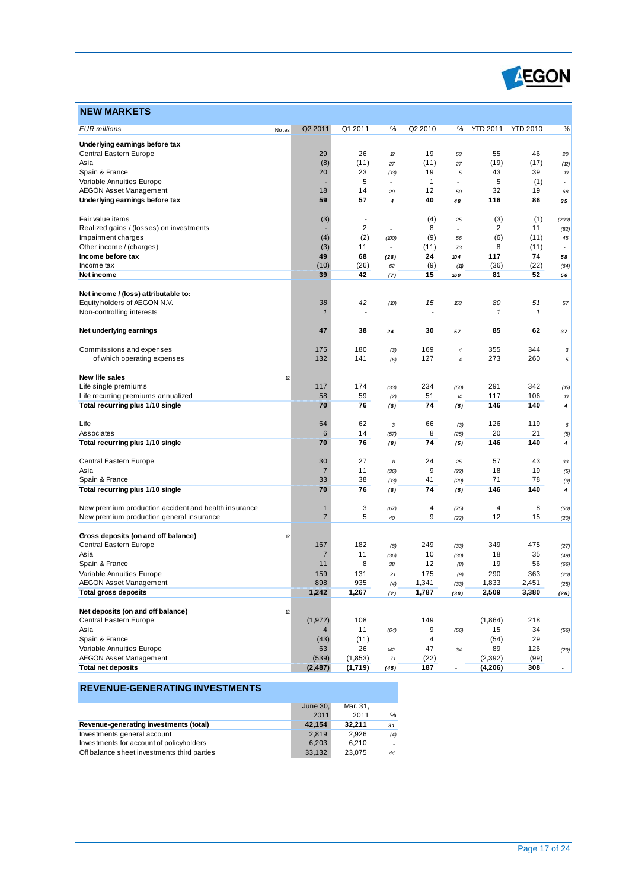## NEW MARKETS

| EUR millions | Notes | Q2 2011 | Q1 2011 | % | Q2 2010 | % | YTD 2011 | YTD 2010 | % |
|---|---|---|---|---|---|---|---|---|---|
| **Underlying earnings before tax** | | | | | | | | | |
| Central Eastern Europe | | 29 | 26 | 12 | 19 | 53 | 55 | 46 | 20 |
| Asia | | (8) | (11) | 27 | (11) | 27 | (19) | (17) | (12) |
| Spain & France | | 20 | 23 | (13) | 19 | 5 | 43 | 39 | 10 |
| Variable Annuities Europe | | - | 5 | - | 1 | - | 5 | (1) | - |
| AEGON Asset Management | | 18 | 14 | 29 | 12 | 50 | 32 | 19 | 68 |
| **Underlying earnings before tax** | | **59** | **57** | **4** | **40** | **48** | **116** | **86** | **35** |
| | | | | | | | | | |
| Fair value items | | (3) | - | - | (4) | 25 | (3) | (1) | (200) |
| Realized gains / (losses) on investments | | - | 2 | - | 8 | - | 2 | 11 | (82) |
| Impairment charges | | (4) | (2) | (100) | (9) | 56 | (6) | (11) | 45 |
| Other income / (charges) | | (3) | 11 | - | (11) | 73 | 8 | (11) | - |
| **Income before tax** | | **49** | **68** | **(28)** | **24** | **104** | **117** | **74** | **58** |
| Income tax | | (10) | (26) | 62 | (9) | (11) | (36) | (22) | (64) |
| **Net income** | | **39** | **42** | **(7)** | **15** | **160** | **81** | **52** | **56** |
| | | | | | | | | | |
| **Net income / (loss) attributable to:** | | | | | | | | | |
| Equity holders of AEGON N.V. | | *38* | *42* | *(10)* | *15* | *153* | *80* | *51* | *57* |
| Non-controlling interests | | *1* | *-* | *-* | *-* | *-* | *1* | *1* | *-* |
| | | | | | | | | | |
| **Net underlying earnings** | | **47** | **38** | **24** | **30** | **57** | **85** | **62** | **37** |
| | | | | | | | | | |
| Commissions and expenses | | 175 | 180 | (3) | 169 | 4 | 355 | 344 | 3 |
| of which operating expenses | | 132 | 141 | (6) | 127 | 4 | 273 | 260 | 5 |
| | | | | | | | | | |
| **New life sales** | 12 | | | | | | | | |
| Life single premiums | | 117 | 174 | (33) | 234 | (50) | 291 | 342 | (15) |
| Life recurring premiums annualized | | 58 | 59 | (2) | 51 | 14 | 117 | 106 | 10 |
| **Total recurring plus 1/10 single** | | **70** | **76** | **(8)** | **74** | **(5)** | **146** | **140** | **4** |
| | | | | | | | | | |
| Life | | 64 | 62 | 3 | 66 | (3) | 126 | 119 | 6 |
| Associates | | 6 | 14 | (57) | 8 | (25) | 20 | 21 | (5) |
| **Total recurring plus 1/10 single** | | **70** | **76** | **(8)** | **74** | **(5)** | **146** | **140** | **4** |
| | | | | | | | | | |
| Central Eastern Europe | | 30 | 27 | 11 | 24 | 25 | 57 | 43 | 33 |
| Asia | | 7 | 11 | (36) | 9 | (22) | 18 | 19 | (5) |
| Spain & France | | 33 | 38 | (13) | 41 | (20) | 71 | 78 | (9) |
| **Total recurring plus 1/10 single** | | **70** | **76** | **(8)** | **74** | **(5)** | **146** | **140** | **4** |
| | | | | | | | | | |
| New premium production accident and health insurance | | 1 | 3 | (67) | 4 | (75) | 4 | 8 | (50) |
| New premium production general insurance | | 7 | 5 | 40 | 9 | (22) | 12 | 15 | (20) |
| | | | | | | | | | |
| **Gross deposits (on and off balance)** | 12 | | | | | | | | |
| Central Eastern Europe | | 167 | 182 | (8) | 249 | (33) | 349 | 475 | (27) |
| Asia | | 7 | 11 | (36) | 10 | (30) | 18 | 35 | (49) |
| Spain & France | | 11 | 8 | 38 | 12 | (8) | 19 | 56 | (66) |
| Variable Annuities Europe | | 159 | 131 | 21 | 175 | (9) | 290 | 363 | (20) |
| AEGON Asset Management | | 898 | 935 | (4) | 1,341 | (33) | 1,833 | 2,451 | (25) |
| **Total gross deposits** | | **1,242** | **1,267** | **(2)** | **1,787** | **(30)** | **2,509** | **3,380** | **(26)** |
| | | | | | | | | | |
| **Net deposits (on and off balance)** | 12 | | | | | | | | |
| Central Eastern Europe | | (1,972) | 108 | - | 149 | - | (1,864) | 218 | - |
| Asia | | 4 | 11 | (64) | 9 | (56) | 15 | 34 | (56) |
| Spain & France | | (43) | (11) | - | 4 | - | (54) | 29 | - |
| Variable Annuities Europe | | 63 | 26 | 142 | 47 | 34 | 89 | 126 | (29) |
| AEGON Asset Management | | (539) | (1,853) | 71 | (22) | - | (2,392) | (99) | - |
| **Total net deposits** | | **(2,487)** | **(1,719)** | **(45)** | **187** | **-** | **(4,206)** | **308** | **-** |

## REVENUE-GENERATING INVESTMENTS

| | June 30, 2011 | Mar. 31, 2011 | % |
|---|---|---|---|
| **Revenue-generating investments (total)** | **42,154** | **32,211** | **31** |
| Investments general account | 2,819 | 2,926 | (4) |
| Investments for account of policyholders | 6,203 | 6,210 | - |
| Off balance sheet investments third parties | 33,132 | 23,075 | 44 |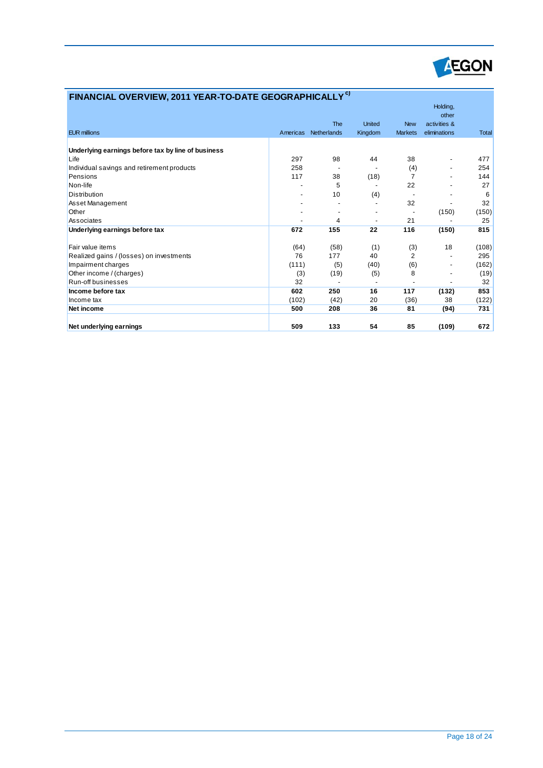## FINANCIAL OVERVIEW, 2011 YEAR-TO-DATE GEOGRAPHICALLY [c)]

| EUR millions | Americas | The Netherlands | United Kingdom | New Markets | Holding, other activities & eliminations | Total |
|---|---|---|---|---|---|---|
| **Underlying earnings before tax by line of business** | | | | | | |
| Life | 297 | 98 | 44 | 38 | - | 477 |
| Individual savings and retirement products | 258 | - | - | (4) | - | 254 |
| Pensions | 117 | 38 | (18) | 7 | - | 144 |
| Non-life | - | 5 | - | 22 | - | 27 |
| Distribution | - | 10 | (4) | - | - | 6 |
| Asset Management | - | - | - | 32 | - | 32 |
| Other | - | - | - | - | (150) | (150) |
| Associates | - | 4 | - | 21 | - | 25 |
| **Underlying earnings before tax** | **672** | **155** | **22** | **116** | **(150)** | **815** |
| | | | | | | |
| Fair value items | (64) | (58) | (1) | (3) | 18 | (108) |
| Realized gains / (losses) on investments | 76 | 177 | 40 | 2 | - | 295 |
| Impairment charges | (111) | (5) | (40) | (6) | - | (162) |
| Other income / (charges) | (3) | (19) | (5) | 8 | - | (19) |
| Run-off businesses | 32 | - | - | - | - | 32 |
| **Income before tax** | **602** | **250** | **16** | **117** | **(132)** | **853** |
| Income tax | (102) | (42) | 20 | (36) | 38 | (122) |
| **Net income** | **500** | **208** | **36** | **81** | **(94)** | **731** |
| | | | | | | |
| **Net underlying earnings** | **509** | **133** | **54** | **85** | **(109)** | **672** |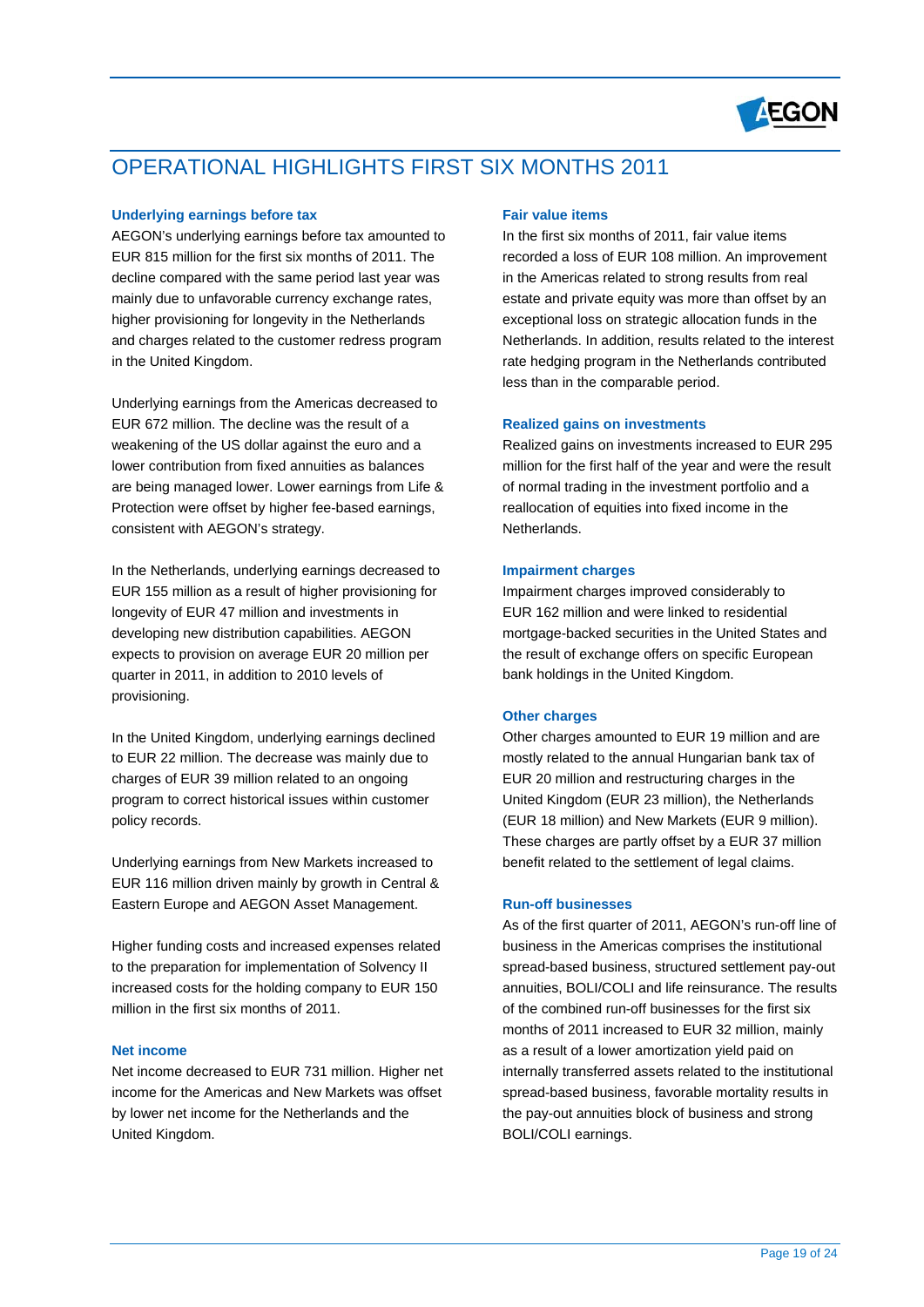# OPERATIONAL HIGHLIGHTS FIRST SIX MONTHS 2011

### Underlying earnings before tax

AEGON's underlying earnings before tax amounted to EUR 815 million for the first six months of 2011. The decline compared with the same period last year was mainly due to unfavorable currency exchange rates, higher provisioning for longevity in the Netherlands and charges related to the customer redress program in the United Kingdom.

Underlying earnings from the Americas decreased to EUR 672 million. The decline was the result of a weakening of the US dollar against the euro and a lower contribution from fixed annuities as balances are being managed lower. Lower earnings from Life & Protection were offset by higher fee-based earnings, consistent with AEGON's strategy.

In the Netherlands, underlying earnings decreased to EUR 155 million as a result of higher provisioning for longevity of EUR 47 million and investments in developing new distribution capabilities. AEGON expects to provision on average EUR 20 million per quarter in 2011, in addition to 2010 levels of provisioning.

In the United Kingdom, underlying earnings declined to EUR 22 million. The decrease was mainly due to charges of EUR 39 million related to an ongoing program to correct historical issues within customer policy records.

Underlying earnings from New Markets increased to EUR 116 million driven mainly by growth in Central & Eastern Europe and AEGON Asset Management.

Higher funding costs and increased expenses related to the preparation for implementation of Solvency II increased costs for the holding company to EUR 150 million in the first six months of 2011.

### Net income

Net income decreased to EUR 731 million. Higher net income for the Americas and New Markets was offset by lower net income for the Netherlands and the United Kingdom.

### Fair value items

In the first six months of 2011, fair value items recorded a loss of EUR 108 million. An improvement in the Americas related to strong results from real estate and private equity was more than offset by an exceptional loss on strategic allocation funds in the Netherlands. In addition, results related to the interest rate hedging program in the Netherlands contributed less than in the comparable period.

### Realized gains on investments

Realized gains on investments increased to EUR 295 million for the first half of the year and were the result of normal trading in the investment portfolio and a reallocation of equities into fixed income in the Netherlands.

### Impairment charges

Impairment charges improved considerably to EUR 162 million and were linked to residential mortgage-backed securities in the United States and the result of exchange offers on specific European bank holdings in the United Kingdom.

### Other charges

Other charges amounted to EUR 19 million and are mostly related to the annual Hungarian bank tax of EUR 20 million and restructuring charges in the United Kingdom (EUR 23 million), the Netherlands (EUR 18 million) and New Markets (EUR 9 million). These charges are partly offset by a EUR 37 million benefit related to the settlement of legal claims.

### Run-off businesses

As of the first quarter of 2011, AEGON's run-off line of business in the Americas comprises the institutional spread-based business, structured settlement pay-out annuities, BOLI/COLI and life reinsurance. The results of the combined run-off businesses for the first six months of 2011 increased to EUR 32 million, mainly as a result of a lower amortization yield paid on internally transferred assets related to the institutional spread-based business, favorable mortality results in the pay-out annuities block of business and strong BOLI/COLI earnings.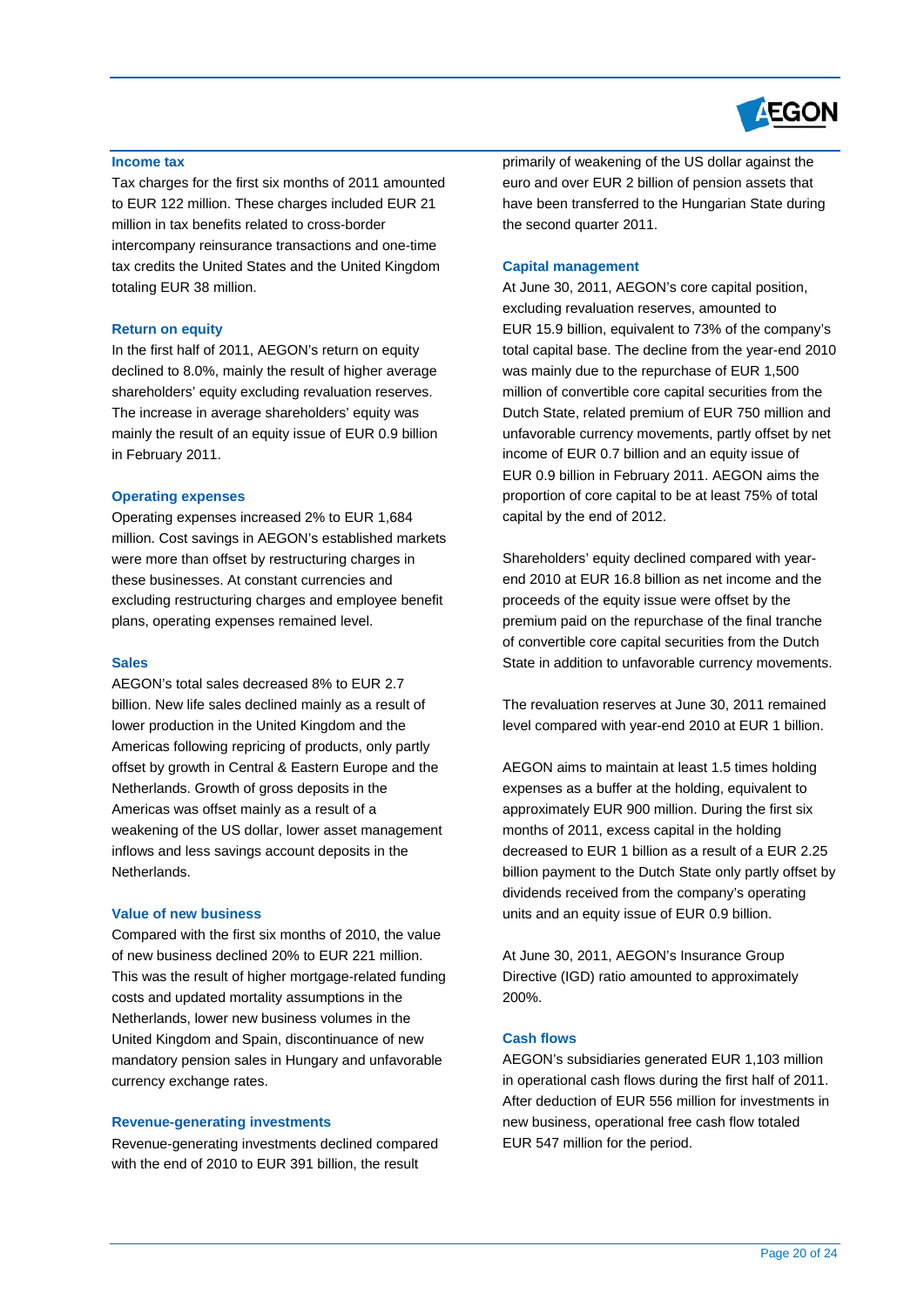### Income tax

Tax charges for the first six months of 2011 amounted to EUR 122 million. These charges included EUR 21 million in tax benefits related to cross-border intercompany reinsurance transactions and one-time tax credits the United States and the United Kingdom totaling EUR 38 million.

### Return on equity

In the first half of 2011, AEGON's return on equity declined to 8.0%, mainly the result of higher average shareholders' equity excluding revaluation reserves. The increase in average shareholders' equity was mainly the result of an equity issue of EUR 0.9 billion in February 2011.

### Operating expenses

Operating expenses increased 2% to EUR 1,684 million. Cost savings in AEGON's established markets were more than offset by restructuring charges in these businesses. At constant currencies and excluding restructuring charges and employee benefit plans, operating expenses remained level.

### Sales

AEGON's total sales decreased 8% to EUR 2.7 billion. New life sales declined mainly as a result of lower production in the United Kingdom and the Americas following repricing of products, only partly offset by growth in Central & Eastern Europe and the Netherlands. Growth of gross deposits in the Americas was offset mainly as a result of a weakening of the US dollar, lower asset management inflows and less savings account deposits in the Netherlands.

### Value of new business

Compared with the first six months of 2010, the value of new business declined 20% to EUR 221 million. This was the result of higher mortgage-related funding costs and updated mortality assumptions in the Netherlands, lower new business volumes in the United Kingdom and Spain, discontinuance of new mandatory pension sales in Hungary and unfavorable currency exchange rates.

### Revenue-generating investments

Revenue-generating investments declined compared with the end of 2010 to EUR 391 billion, the result primarily of weakening of the US dollar against the euro and over EUR 2 billion of pension assets that have been transferred to the Hungarian State during the second quarter 2011.

### Capital management

At June 30, 2011, AEGON's core capital position, excluding revaluation reserves, amounted to EUR 15.9 billion, equivalent to 73% of the company's total capital base. The decline from the year-end 2010 was mainly due to the repurchase of EUR 1,500 million of convertible core capital securities from the Dutch State, related premium of EUR 750 million and unfavorable currency movements, partly offset by net income of EUR 0.7 billion and an equity issue of EUR 0.9 billion in February 2011. AEGON aims the proportion of core capital to be at least 75% of total capital by the end of 2012.

Shareholders' equity declined compared with year-end 2010 at EUR 16.8 billion as net income and the proceeds of the equity issue were offset by the premium paid on the repurchase of the final tranche of convertible core capital securities from the Dutch State in addition to unfavorable currency movements.

The revaluation reserves at June 30, 2011 remained level compared with year-end 2010 at EUR 1 billion.

AEGON aims to maintain at least 1.5 times holding expenses as a buffer at the holding, equivalent to approximately EUR 900 million. During the first six months of 2011, excess capital in the holding decreased to EUR 1 billion as a result of a EUR 2.25 billion payment to the Dutch State only partly offset by dividends received from the company's operating units and an equity issue of EUR 0.9 billion.

At June 30, 2011, AEGON's Insurance Group Directive (IGD) ratio amounted to approximately 200%.

### Cash flows

AEGON's subsidiaries generated EUR 1,103 million in operational cash flows during the first half of 2011. After deduction of EUR 556 million for investments in new business, operational free cash flow totaled EUR 547 million for the period.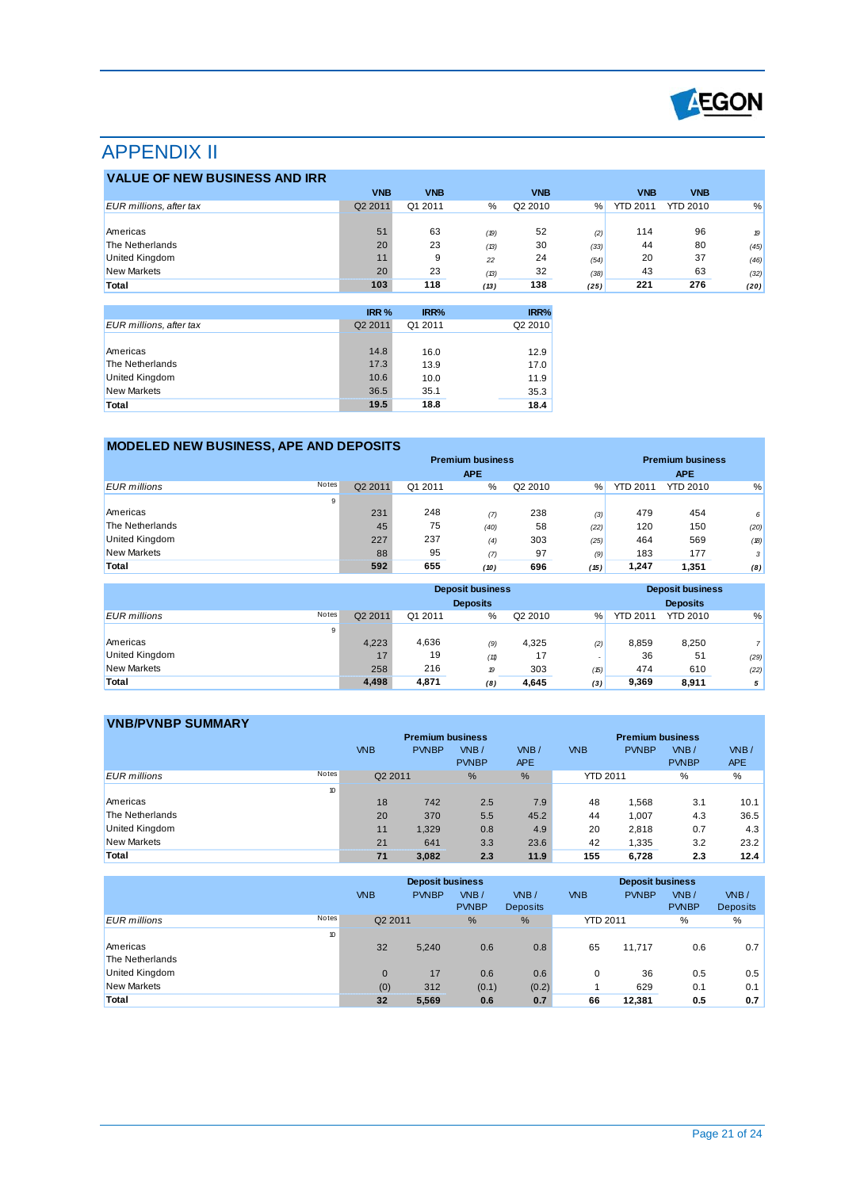# APPENDIX II

## VALUE OF NEW BUSINESS AND IRR

| EUR millions, after tax | VNB Q2 2011 | VNB Q1 2011 | % | VNB Q2 2010 | % | VNB YTD 2011 | VNB YTD 2010 | % |
|---|---|---|---|---|---|---|---|---|
| Americas | 51 | 63 | (19) | 52 | (2) | 114 | 96 | 19 |
| The Netherlands | 20 | 23 | (13) | 30 | (33) | 44 | 80 | (45) |
| United Kingdom | 11 | 9 | 22 | 24 | (54) | 20 | 37 | (46) |
| New Markets | 20 | 23 | (13) | 32 | (38) | 43 | 63 | (32) |
| **Total** | **103** | **118** | **(13)** | **138** | **(25)** | **221** | **276** | **(20)** |

| EUR millions, after tax | IRR % Q2 2011 | IRR% Q1 2011 | IRR% Q2 2010 |
|---|---|---|---|
| Americas | 14.8 | 16.0 | 12.9 |
| The Netherlands | 17.3 | 13.9 | 17.0 |
| United Kingdom | 10.6 | 10.0 | 11.9 |
| New Markets | 36.5 | 35.1 | 35.3 |
| **Total** | **19.5** | **18.8** | **18.4** |

## MODELED NEW BUSINESS, APE AND DEPOSITS

| | | Premium business APE | | | | | Premium business APE | | |
|---|---|---|---|---|---|---|---|---|---|
| EUR millions | Notes | Q2 2011 | Q1 2011 | % | Q2 2010 | % | YTD 2011 | YTD 2010 | % |
| | 9 | | | | | | | | |
| Americas | | 231 | 248 | (7) | 238 | (3) | 479 | 454 | 6 |
| The Netherlands | | 45 | 75 | (40) | 58 | (22) | 120 | 150 | (20) |
| United Kingdom | | 227 | 237 | (4) | 303 | (25) | 464 | 569 | (18) |
| New Markets | | 88 | 95 | (7) | 97 | (9) | 183 | 177 | 3 |
| **Total** | | **592** | **655** | **(10)** | **696** | **(15)** | **1,247** | **1,351** | **(8)** |

| | | Deposit business Deposits | | | | | Deposit business Deposits | | |
|---|---|---|---|---|---|---|---|---|---|
| EUR millions | Notes | Q2 2011 | Q1 2011 | % | Q2 2010 | % | YTD 2011 | YTD 2010 | % |
| | 9 | | | | | | | | |
| Americas | | 4,223 | 4,636 | (9) | 4,325 | (2) | 8,859 | 8,250 | 7 |
| United Kingdom | | 17 | 19 | (11) | 17 | - | 36 | 51 | (29) |
| New Markets | | 258 | 216 | 19 | 303 | (15) | 474 | 610 | (22) |
| **Total** | | **4,498** | **4,871** | **(8)** | **4,645** | **(3)** | **9,369** | **8,911** | **5** |

## VNB/PVNBP SUMMARY

| | | Premium business | | | | Premium business | | | |
|---|---|---|---|---|---|---|---|---|---|
| | | VNB | PVNBP | VNB / PVNBP | VNB / APE | VNB | PVNBP | VNB / PVNBP | VNB / APE |
| EUR millions | Notes | Q2 2011 | | % | % | YTD 2011 | | % | % |
| | 10 | | | | | | | | |
| Americas | | 18 | 742 | 2.5 | 7.9 | 48 | 1,568 | 3.1 | 10.1 |
| The Netherlands | | 20 | 370 | 5.5 | 45.2 | 44 | 1,007 | 4.3 | 36.5 |
| United Kingdom | | 11 | 1,329 | 0.8 | 4.9 | 20 | 2,818 | 0.7 | 4.3 |
| New Markets | | 21 | 641 | 3.3 | 23.6 | 42 | 1,335 | 3.2 | 23.2 |
| **Total** | | **71** | **3,082** | **2.3** | **11.9** | **155** | **6,728** | **2.3** | **12.4** |

| | | Deposit business | | | | Deposit business | | | |
|---|---|---|---|---|---|---|---|---|---|
| | | VNB | PVNBP | VNB / PVNBP | VNB / Deposits | VNB | PVNBP | VNB / PVNBP | VNB / Deposits |
| EUR millions | Notes | Q2 2011 | | % | % | YTD 2011 | | % | % |
| | 10 | | | | | | | | |
| Americas | | 32 | 5,240 | 0.6 | 0.8 | 65 | 11,717 | 0.6 | 0.7 |
| The Netherlands | | | | | | | | | |
| United Kingdom | | 0 | 17 | 0.6 | 0.6 | 0 | 36 | 0.5 | 0.5 |
| New Markets | | (0) | 312 | (0.1) | (0.2) | 1 | 629 | 0.1 | 0.1 |
| **Total** | | **32** | **5,569** | **0.6** | **0.7** | **66** | **12,381** | **0.5** | **0.7** |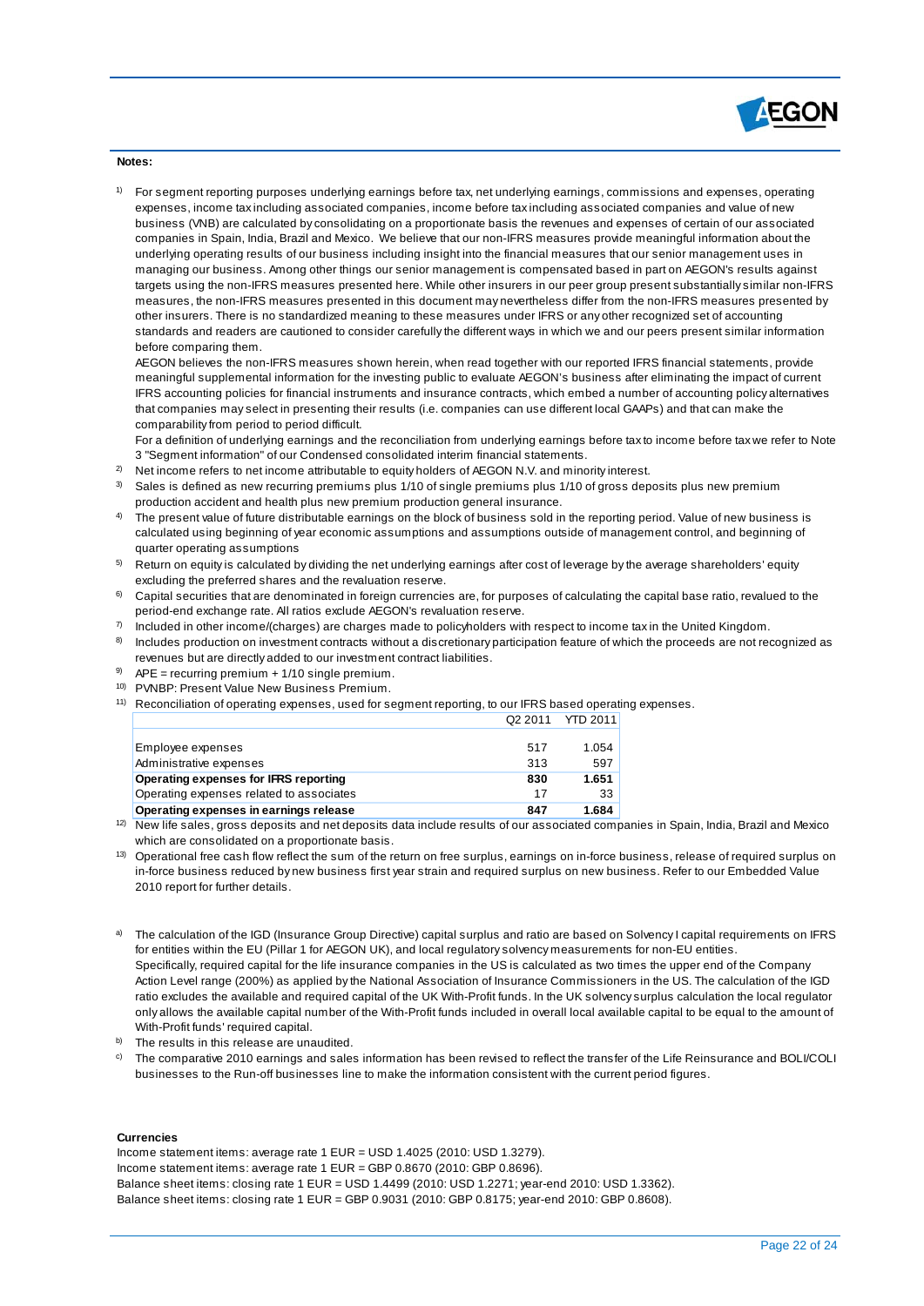**Notes:**

1) For segment reporting purposes underlying earnings before tax, net underlying earnings, commissions and expenses, operating expenses, income tax including associated companies, income before tax including associated companies and value of new business (VNB) are calculated by consolidating on a proportionate basis the revenues and expenses of certain of our associated companies in Spain, India, Brazil and Mexico. We believe that our non-IFRS measures provide meaningful information about the underlying operating results of our business including insight into the financial measures that our senior management uses in managing our business. Among other things our senior management is compensated based in part on AEGON's results against targets using the non-IFRS measures presented here. While other insurers in our peer group present substantially similar non-IFRS measures, the non-IFRS measures presented in this document may nevertheless differ from the non-IFRS measures presented by other insurers. There is no standardized meaning to these measures under IFRS or any other recognized set of accounting standards and readers are cautioned to consider carefully the different ways in which we and our peers present similar information before comparing them.
AEGON believes the non-IFRS measures shown herein, when read together with our reported IFRS financial statements, provide meaningful supplemental information for the investing public to evaluate AEGON's business after eliminating the impact of current IFRS accounting policies for financial instruments and insurance contracts, which embed a number of accounting policy alternatives that companies may select in presenting their results (i.e. companies can use different local GAAPs) and that can make the comparability from period to period difficult.
For a definition of underlying earnings and the reconciliation from underlying earnings before tax to income before tax we refer to Note 3 "Segment information" of our Condensed consolidated interim financial statements.
2) Net income refers to net income attributable to equity holders of AEGON N.V. and minority interest.
3) Sales is defined as new recurring premiums plus 1/10 of single premiums plus 1/10 of gross deposits plus new premium production accident and health plus new premium production general insurance.
4) The present value of future distributable earnings on the block of business sold in the reporting period. Value of new business is calculated using beginning of year economic assumptions and assumptions outside of management control, and beginning of quarter operating assumptions
5) Return on equity is calculated by dividing the net underlying earnings after cost of leverage by the average shareholders' equity excluding the preferred shares and the revaluation reserve.
6) Capital securities that are denominated in foreign currencies are, for purposes of calculating the capital base ratio, revalued to the period-end exchange rate. All ratios exclude AEGON's revaluation reserve.
7) Included in other income/(charges) are charges made to policyholders with respect to income tax in the United Kingdom.
8) Includes production on investment contracts without a discretionary participation feature of which the proceeds are not recognized as revenues but are directly added to our investment contract liabilities.
9) APE = recurring premium + 1/10 single premium.
10) PVNBP: Present Value New Business Premium.
11) Reconciliation of operating expenses, used for segment reporting, to our IFRS based operating expenses.

| | Q2 2011 | YTD 2011 |
|---|---|---|
| Employee expenses | 517 | 1.054 |
| Administrative expenses | 313 | 597 |
| **Operating expenses for IFRS reporting** | **830** | **1.651** |
| Operating expenses related to associates | 17 | 33 |
| **Operating expenses in earnings release** | **847** | **1.684** |

12) New life sales, gross deposits and net deposits data include results of our associated companies in Spain, India, Brazil and Mexico which are consolidated on a proportionate basis.
13) Operational free cash flow reflect the sum of the return on free surplus, earnings on in-force business, release of required surplus on in-force business reduced by new business first year strain and required surplus on new business. Refer to our Embedded Value 2010 report for further details.

a) The calculation of the IGD (Insurance Group Directive) capital surplus and ratio are based on Solvency I capital requirements on IFRS for entities within the EU (Pillar 1 for AEGON UK), and local regulatory solvency measurements for non-EU entities.
Specifically, required capital for the life insurance companies in the US is calculated as two times the upper end of the Company Action Level range (200%) as applied by the National Association of Insurance Commissioners in the US. The calculation of the IGD ratio excludes the available and required capital of the UK With-Profit funds. In the UK solvency surplus calculation the local regulator only allows the available capital number of the With-Profit funds included in overall local available capital to be equal to the amount of With-Profit funds' required capital.
b) The results in this release are unaudited.
c) The comparative 2010 earnings and sales information has been revised to reflect the transfer of the Life Reinsurance and BOLI/COLI businesses to the Run-off businesses line to make the information consistent with the current period figures.

**Currencies**

Income statement items: average rate 1 EUR = USD 1.4025 (2010: USD 1.3279).
Income statement items: average rate 1 EUR = GBP 0.8670 (2010: GBP 0.8696).
Balance sheet items: closing rate 1 EUR = USD 1.4499 (2010: USD 1.2271; year-end 2010: USD 1.3362).
Balance sheet items: closing rate 1 EUR = GBP 0.9031 (2010: GBP 0.8175; year-end 2010: GBP 0.8608).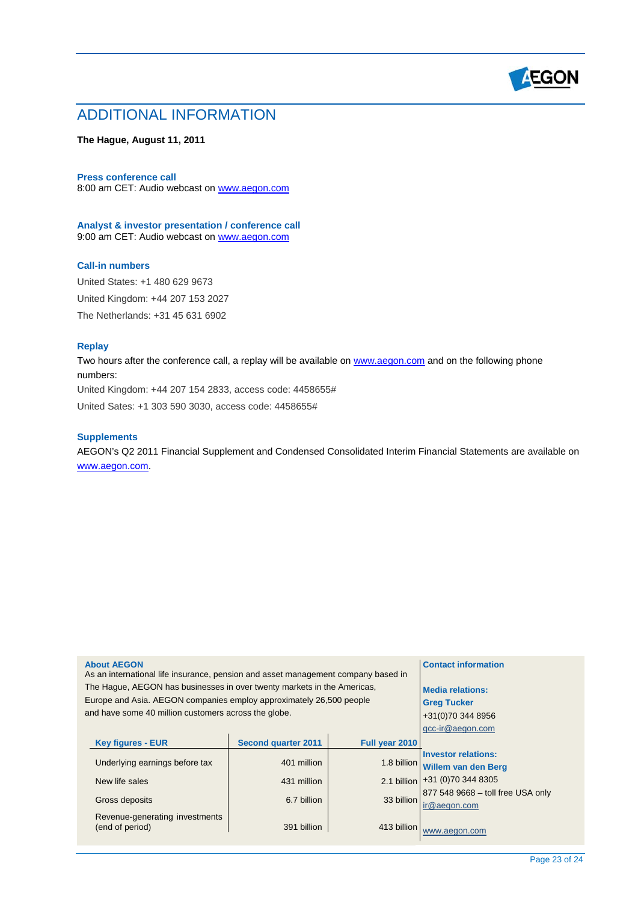# ADDITIONAL INFORMATION

**The Hague, August 11, 2011**

**Press conference call**

8:00 am CET: Audio webcast on www.aegon.com

**Analyst & investor presentation / conference call**

9:00 am CET: Audio webcast on www.aegon.com

**Call-in numbers**

United States: +1 480 629 9673

United Kingdom: +44 207 153 2027

The Netherlands: +31 45 631 6902

**Replay**

Two hours after the conference call, a replay will be available on www.aegon.com and on the following phone numbers:

United Kingdom: +44 207 154 2833, access code: 4458655#

United Sates: +1 303 590 3030, access code: 4458655#

**Supplements**

AEGON's Q2 2011 Financial Supplement and Condensed Consolidated Interim Financial Statements are available on www.aegon.com.

**About AEGON**

As an international life insurance, pension and asset management company based in The Hague, AEGON has businesses in over twenty markets in the Americas, Europe and Asia. AEGON companies employ approximately 26,500 people and have some 40 million customers across the globe.

| Key figures - EUR | Second quarter 2011 | Full year 2010 |
|---|---|---|
| Underlying earnings before tax | 401 million | 1.8 billion |
| New life sales | 431 million | 2.1 billion |
| Gross deposits | 6.7 billion | 33 billion |
| Revenue-generating investments (end of period) | 391 billion | 413 billion |

**Contact information**

**Media relations:**
**Greg Tucker**
+31(0)70 344 8956
gcc-ir@aegon.com

**Investor relations:**
**Willem van den Berg**
+31 (0)70 344 8305
877 548 9668 – toll free USA only
ir@aegon.com

www.aegon.com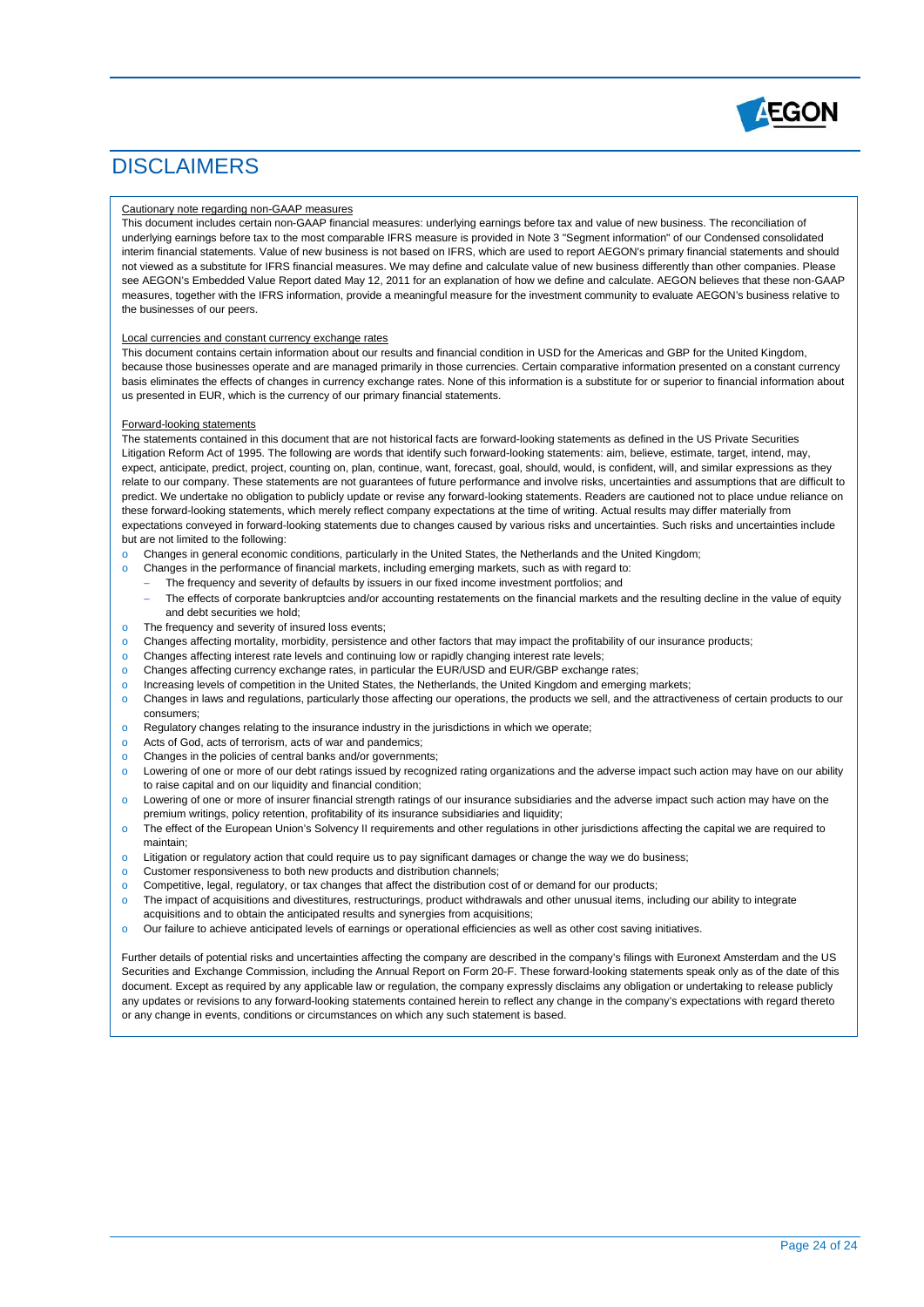# DISCLAIMERS

Cautionary note regarding non-GAAP measures

This document includes certain non-GAAP financial measures: underlying earnings before tax and value of new business. The reconciliation of underlying earnings before tax to the most comparable IFRS measure is provided in Note 3 "Segment information" of our Condensed consolidated interim financial statements. Value of new business is not based on IFRS, which are used to report AEGON's primary financial statements and should not viewed as a substitute for IFRS financial measures. We may define and calculate value of new business differently than other companies. Please see AEGON's Embedded Value Report dated May 12, 2011 for an explanation of how we define and calculate. AEGON believes that these non-GAAP measures, together with the IFRS information, provide a meaningful measure for the investment community to evaluate AEGON's business relative to the businesses of our peers.

Local currencies and constant currency exchange rates

This document contains certain information about our results and financial condition in USD for the Americas and GBP for the United Kingdom, because those businesses operate and are managed primarily in those currencies. Certain comparative information presented on a constant currency basis eliminates the effects of changes in currency exchange rates. None of this information is a substitute for or superior to financial information about us presented in EUR, which is the currency of our primary financial statements.

Forward-looking statements

The statements contained in this document that are not historical facts are forward-looking statements as defined in the US Private Securities Litigation Reform Act of 1995. The following are words that identify such forward-looking statements: aim, believe, estimate, target, intend, may, expect, anticipate, predict, project, counting on, plan, continue, want, forecast, goal, should, would, is confident, will, and similar expressions as they relate to our company. These statements are not guarantees of future performance and involve risks, uncertainties and assumptions that are difficult to predict. We undertake no obligation to publicly update or revise any forward-looking statements. Readers are cautioned not to place undue reliance on these forward-looking statements, which merely reflect company expectations at the time of writing. Actual results may differ materially from expectations conveyed in forward-looking statements due to changes caused by various risks and uncertainties. Such risks and uncertainties include but are not limited to the following:

- Changes in general economic conditions, particularly in the United States, the Netherlands and the United Kingdom;
- Changes in the performance of financial markets, including emerging markets, such as with regard to:
  - The frequency and severity of defaults by issuers in our fixed income investment portfolios; and
  - The effects of corporate bankruptcies and/or accounting restatements on the financial markets and the resulting decline in the value of equity and debt securities we hold;
- The frequency and severity of insured loss events;
- Changes affecting mortality, morbidity, persistence and other factors that may impact the profitability of our insurance products;
- Changes affecting interest rate levels and continuing low or rapidly changing interest rate levels;
- Changes affecting currency exchange rates, in particular the EUR/USD and EUR/GBP exchange rates;
- Increasing levels of competition in the United States, the Netherlands, the United Kingdom and emerging markets;
- Changes in laws and regulations, particularly those affecting our operations, the products we sell, and the attractiveness of certain products to our consumers;
- Regulatory changes relating to the insurance industry in the jurisdictions in which we operate;
- Acts of God, acts of terrorism, acts of war and pandemics;
- Changes in the policies of central banks and/or governments;
- Lowering of one or more of our debt ratings issued by recognized rating organizations and the adverse impact such action may have on our ability to raise capital and on our liquidity and financial condition;
- Lowering of one or more of insurer financial strength ratings of our insurance subsidiaries and the adverse impact such action may have on the premium writings, policy retention, profitability of its insurance subsidiaries and liquidity;
- The effect of the European Union's Solvency II requirements and other regulations in other jurisdictions affecting the capital we are required to maintain;
- Litigation or regulatory action that could require us to pay significant damages or change the way we do business;
- Customer responsiveness to both new products and distribution channels;
- Competitive, legal, regulatory, or tax changes that affect the distribution cost of or demand for our products;
- The impact of acquisitions and divestitures, restructurings, product withdrawals and other unusual items, including our ability to integrate acquisitions and to obtain the anticipated results and synergies from acquisitions;
- Our failure to achieve anticipated levels of earnings or operational efficiencies as well as other cost saving initiatives.

Further details of potential risks and uncertainties affecting the company are described in the company's filings with Euronext Amsterdam and the US Securities and Exchange Commission, including the Annual Report on Form 20-F. These forward-looking statements speak only as of the date of this document. Except as required by any applicable law or regulation, the company expressly disclaims any obligation or undertaking to release publicly any updates or revisions to any forward-looking statements contained herein to reflect any change in the company's expectations with regard thereto or any change in events, conditions or circumstances on which any such statement is based.